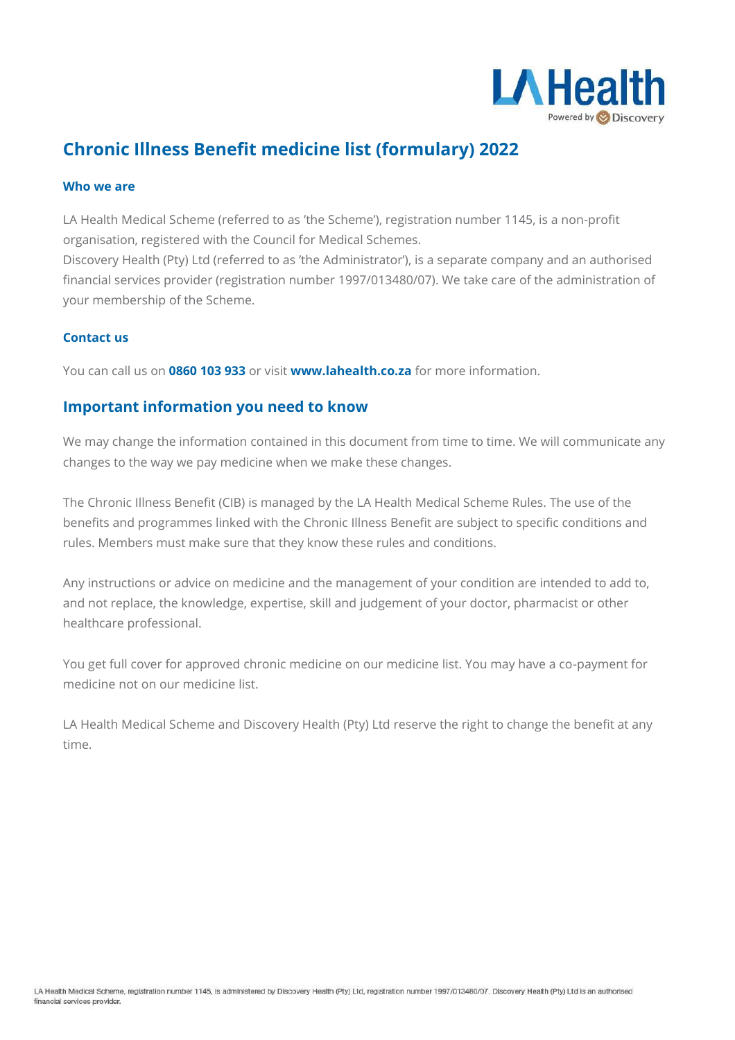# Chronic Illness Benefit medicine list (formulary) 2022

### Who we are

LA Health Medical Scheme (referred to as 'the Scheme'), registration number 1145, is a non-profit organisation, registered with the Council for Medical Schemes.
Discovery Health (Pty) Ltd (referred to as 'the Administrator'), is a separate company and an authorised financial services provider (registration number 1997/013480/07). We take care of the administration of your membership of the Scheme.

### Contact us

You can call us on **0860 103 933** or visit **www.lahealth.co.za** for more information.

## Important information you need to know

We may change the information contained in this document from time to time. We will communicate any changes to the way we pay medicine when we make these changes.

The Chronic Illness Benefit (CIB) is managed by the LA Health Medical Scheme Rules. The use of the benefits and programmes linked with the Chronic Illness Benefit are subject to specific conditions and rules. Members must make sure that they know these rules and conditions.

Any instructions or advice on medicine and the management of your condition are intended to add to, and not replace, the knowledge, expertise, skill and judgement of your doctor, pharmacist or other healthcare professional.

You get full cover for approved chronic medicine on our medicine list. You may have a co-payment for medicine not on our medicine list.

LA Health Medical Scheme and Discovery Health (Pty) Ltd reserve the right to change the benefit at any time.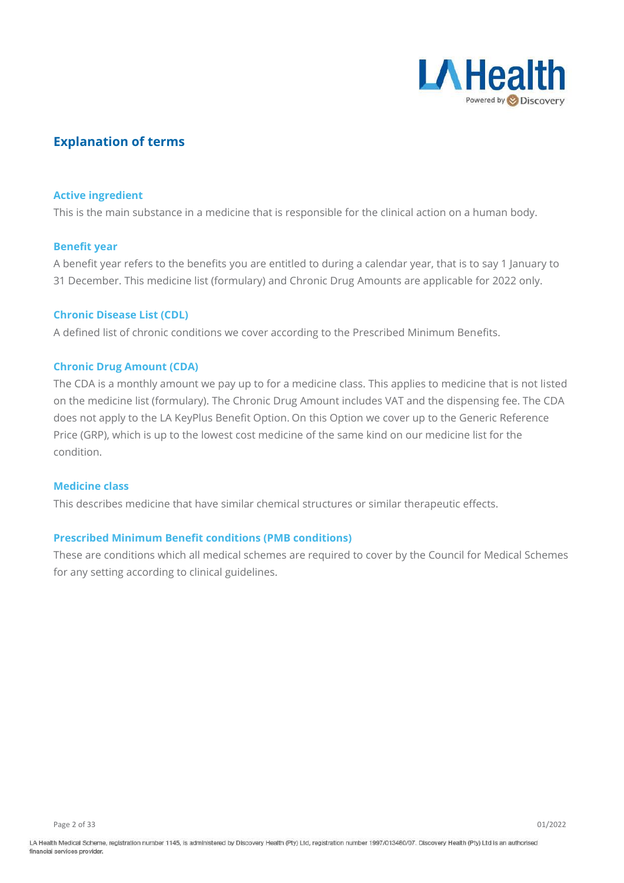## Explanation of terms

### Active ingredient

This is the main substance in a medicine that is responsible for the clinical action on a human body.

### Benefit year

A benefit year refers to the benefits you are entitled to during a calendar year, that is to say 1 January to 31 December. This medicine list (formulary) and Chronic Drug Amounts are applicable for 2022 only.

### Chronic Disease List (CDL)

A defined list of chronic conditions we cover according to the Prescribed Minimum Benefits.

### Chronic Drug Amount (CDA)

The CDA is a monthly amount we pay up to for a medicine class. This applies to medicine that is not listed on the medicine list (formulary). The Chronic Drug Amount includes VAT and the dispensing fee. The CDA does not apply to the LA KeyPlus Benefit Option. On this Option we cover up to the Generic Reference Price (GRP), which is up to the lowest cost medicine of the same kind on our medicine list for the condition.

### Medicine class

This describes medicine that have similar chemical structures or similar therapeutic effects.

### Prescribed Minimum Benefit conditions (PMB conditions)

These are conditions which all medical schemes are required to cover by the Council for Medical Schemes for any setting according to clinical guidelines.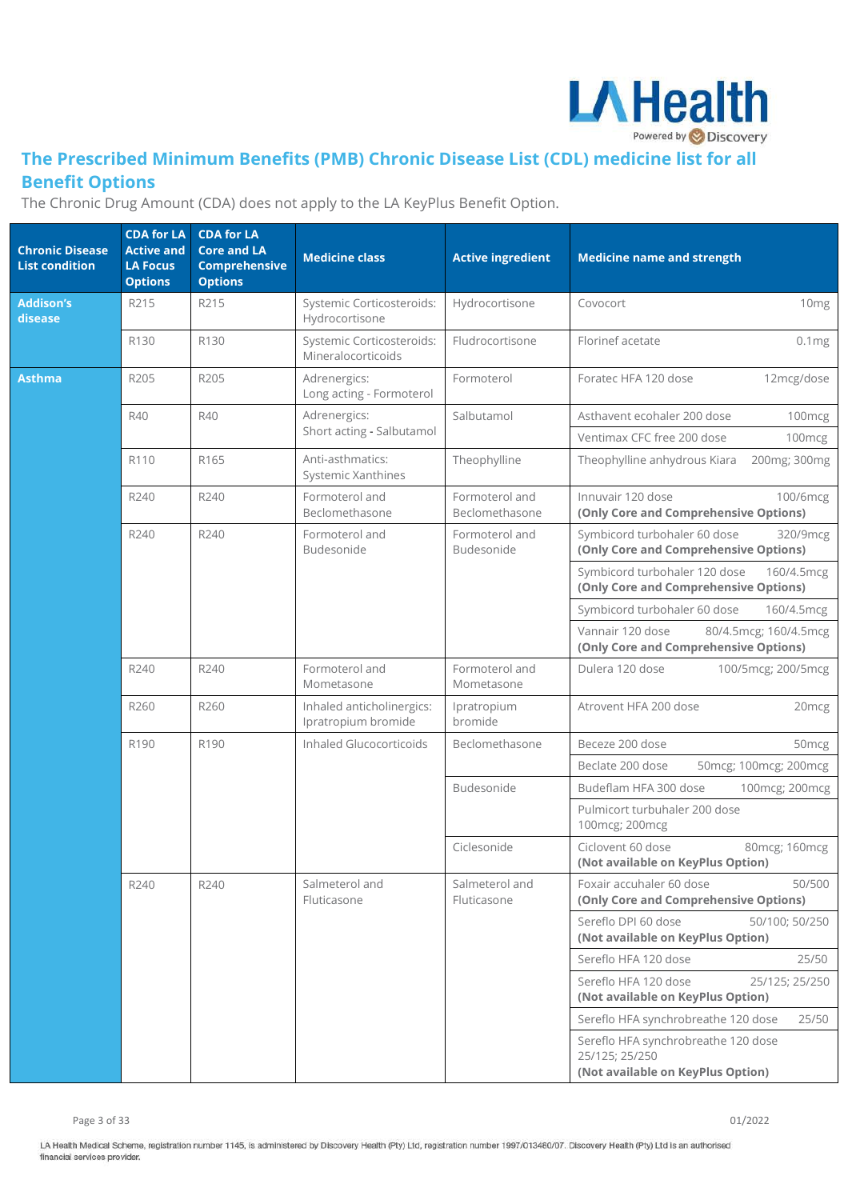## The Prescribed Minimum Benefits (PMB) Chronic Disease List (CDL) medicine list for all Benefit Options

The Chronic Drug Amount (CDA) does not apply to the LA KeyPlus Benefit Option.

| Chronic Disease List condition | CDA for LA Active and LA Focus Options | CDA for LA Core and LA Comprehensive Options | Medicine class | Active ingredient | Medicine name and strength |
|---|---|---|---|---|---|
| **Addison's disease** | R215 | R215 | Systemic Corticosteroids: Hydrocortisone | Hydrocortisone | Covocort 10mg |
| | R130 | R130 | Systemic Corticosteroids: Mineralocorticoids | Fludrocortisone | Florinef acetate 0.1mg |
| **Asthma** | R205 | R205 | Adrenergics: Long acting - Formoterol | Formoterol | Foratec HFA 120 dose 12mcg/dose |
| | R40 | R40 | Adrenergics: Short acting - Salbutamol | Salbutamol | Asthavent ecohaler 200 dose 100mcg |
| | | | | | Ventimax CFC free 200 dose 100mcg |
| | R110 | R165 | Anti-asthmatics: Systemic Xanthines | Theophylline | Theophylline anhydrous Kiara 200mg; 300mg |
| | R240 | R240 | Formoterol and Beclomethasone | Formoterol and Beclomethasone | Innuvair 120 dose 100/6mcg **(Only Core and Comprehensive Options)** |
| | R240 | R240 | Formoterol and Budesonide | Formoterol and Budesonide | Symbicord turbohaler 60 dose 320/9mcg **(Only Core and Comprehensive Options)** |
| | | | | | Symbicord turbohaler 120 dose 160/4.5mcg **(Only Core and Comprehensive Options)** |
| | | | | | Symbicord turbohaler 60 dose 160/4.5mcg |
| | | | | | Vannair 120 dose 80/4.5mcg; 160/4.5mcg **(Only Core and Comprehensive Options)** |
| | R240 | R240 | Formoterol and Mometasone | Formoterol and Mometasone | Dulera 120 dose 100/5mcg; 200/5mcg |
| | R260 | R260 | Inhaled anticholinergics: Ipratropium bromide | Ipratropium bromide | Atrovent HFA 200 dose 20mcg |
| | R190 | R190 | Inhaled Glucocorticoids | Beclomethasone | Beceze 200 dose 50mcg |
| | | | | | Beclate 200 dose 50mcg; 100mcg; 200mcg |
| | | | | Budesonide | Budeflam HFA 300 dose 100mcg; 200mcg |
| | | | | | Pulmicort turbuhaler 200 dose 100mcg; 200mcg |
| | | | | Ciclesonide | Ciclovent 60 dose 80mcg; 160mcg **(Not available on KeyPlus Option)** |
| | R240 | R240 | Salmeterol and Fluticasone | Salmeterol and Fluticasone | Foxair accuhaler 60 dose 50/500 **(Only Core and Comprehensive Options)** |
| | | | | | Sereflo DPI 60 dose 50/100; 50/250 **(Not available on KeyPlus Option)** |
| | | | | | Sereflo HFA 120 dose 25/50 |
| | | | | | Sereflo HFA 120 dose 25/125; 25/250 **(Not available on KeyPlus Option)** |
| | | | | | Sereflo HFA synchrobreathe 120 dose 25/50 |
| | | | | | Sereflo HFA synchrobreathe 120 dose 25/125; 25/250 **(Not available on KeyPlus Option)** |

LA Health Medical Scheme, registration number 1145, is administered by Discovery Health (Pty) Ltd, registration number 1997/013480/07. Discovery Health (Pty) Ltd is an authorised financial services provider.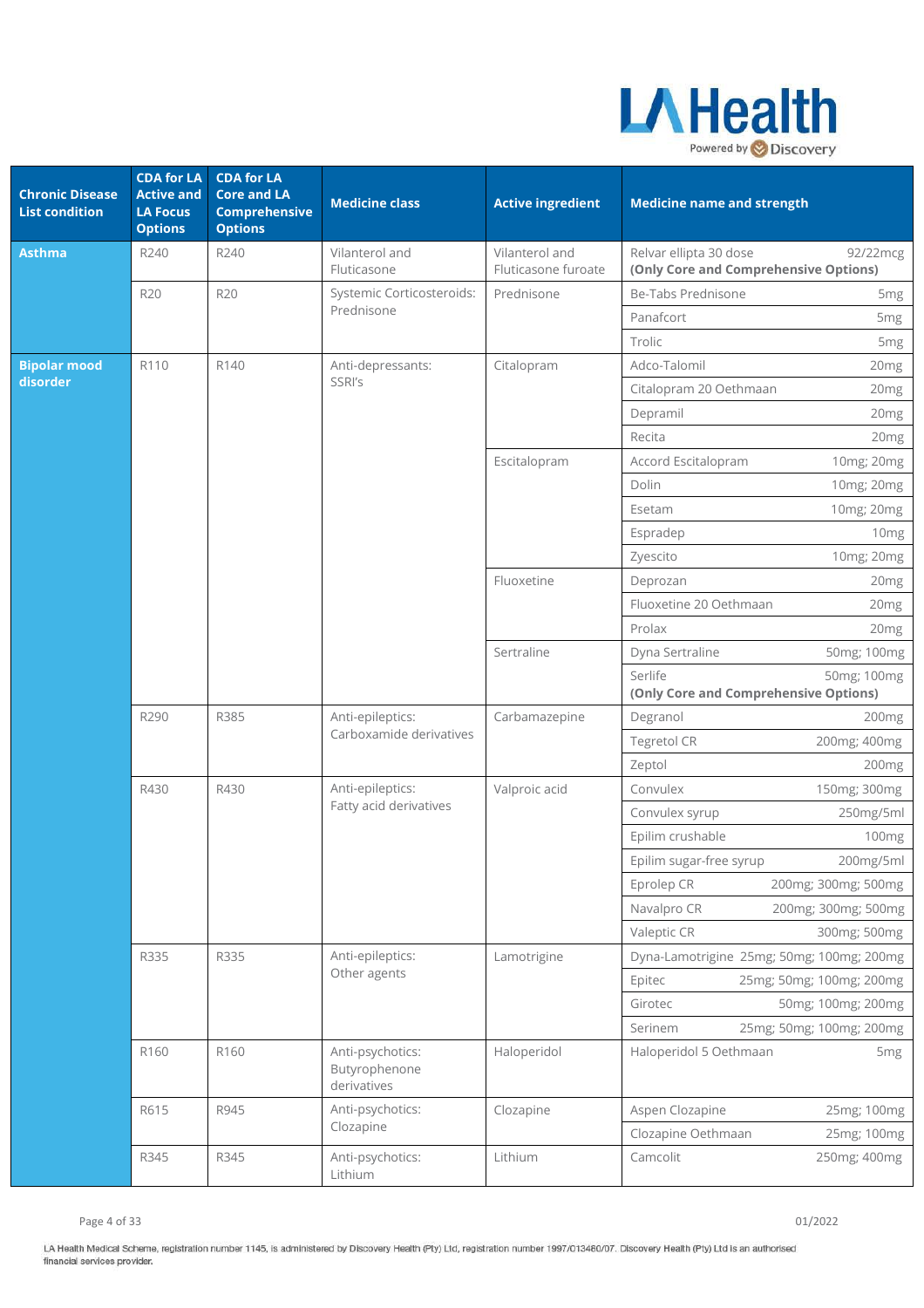| Chronic Disease List condition | CDA for LA Active and LA Focus Options | CDA for LA Core and LA Comprehensive Options | Medicine class | Active ingredient | Medicine name and strength | |
|---|---|---|---|---|---|---|
| **Asthma** | R240 | R240 | Vilanterol and Fluticasone | Vilanterol and Fluticasone furoate | Relvar ellipta 30 dose **(Only Core and Comprehensive Options)** | 92/22mcg |
| | R20 | R20 | Systemic Corticosteroids: Prednisone | Prednisone | Be-Tabs Prednisone | 5mg |
| | | | | | Panafcort | 5mg |
| | | | | | Trolic | 5mg |
| **Bipolar mood disorder** | R110 | R140 | Anti-depressants: SSRI's | Citalopram | Adco-Talomil | 20mg |
| | | | | | Citalopram 20 Oethmaan | 20mg |
| | | | | | Depramil | 20mg |
| | | | | | Recita | 20mg |
| | | | | Escitalopram | Accord Escitalopram | 10mg; 20mg |
| | | | | | Dolin | 10mg; 20mg |
| | | | | | Esetam | 10mg; 20mg |
| | | | | | Espradep | 10mg |
| | | | | | Zyescito | 10mg; 20mg |
| | | | | Fluoxetine | Deprozan | 20mg |
| | | | | | Fluoxetine 20 Oethmaan | 20mg |
| | | | | | Prolax | 20mg |
| | | | | Sertraline | Dyna Sertraline | 50mg; 100mg |
| | | | | | Serlife **(Only Core and Comprehensive Options)** | 50mg; 100mg |
| | R290 | R385 | Anti-epileptics: Carboxamide derivatives | Carbamazepine | Degranol | 200mg |
| | | | | | Tegretol CR | 200mg; 400mg |
| | | | | | Zeptol | 200mg |
| | R430 | R430 | Anti-epileptics: Fatty acid derivatives | Valproic acid | Convulex | 150mg; 300mg |
| | | | | | Convulex syrup | 250mg/5ml |
| | | | | | Epilim crushable | 100mg |
| | | | | | Epilim sugar-free syrup | 200mg/5ml |
| | | | | | Eprolep CR | 200mg; 300mg; 500mg |
| | | | | | Navalpro CR | 200mg; 300mg; 500mg |
| | | | | | Valeptic CR | 300mg; 500mg |
| | R335 | R335 | Anti-epileptics: Other agents | Lamotrigine | Dyna-Lamotrigine | 25mg; 50mg; 100mg; 200mg |
| | | | | | Epitec | 25mg; 50mg; 100mg; 200mg |
| | | | | | Girotec | 50mg; 100mg; 200mg |
| | | | | | Serinem | 25mg; 50mg; 100mg; 200mg |
| | R160 | R160 | Anti-psychotics: Butyrophenone derivatives | Haloperidol | Haloperidol 5 Oethmaan | 5mg |
| | R615 | R945 | Anti-psychotics: Clozapine | Clozapine | Aspen Clozapine | 25mg; 100mg |
| | | | | | Clozapine Oethmaan | 25mg; 100mg |
| | R345 | R345 | Anti-psychotics: Lithium | Lithium | Camcolit | 250mg; 400mg |

LA Health Medical Scheme, registration number 1145, is administered by Discovery Health (Pty) Ltd, registration number 1997/013480/07. Discovery Health (Pty) Ltd is an authorised financial services provider.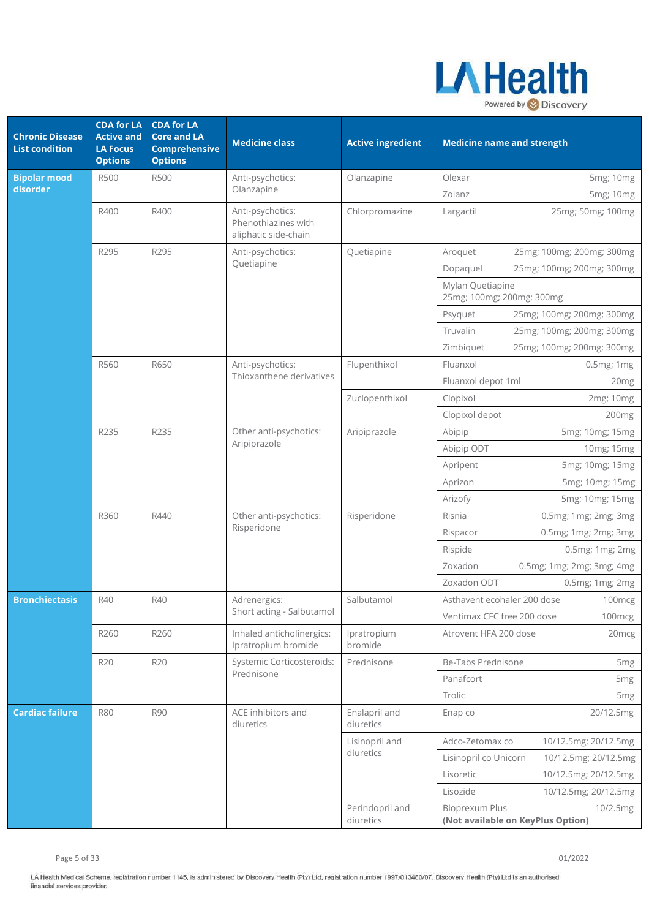| Chronic Disease List condition | CDA for LA Active and LA Focus Options | CDA for LA Core and LA Comprehensive Options | Medicine class | Active ingredient | Medicine name and strength |
|---|---|---|---|---|---|
| **Bipolar mood disorder** | R500 | R500 | Anti-psychotics: Olanzapine | Olanzapine | Olexar 5mg; 10mg |
| | | | | | Zolanz 5mg; 10mg |
| | R400 | R400 | Anti-psychotics: Phenothiazines with aliphatic side-chain | Chlorpromazine | Largactil 25mg; 50mg; 100mg |
| | R295 | R295 | Anti-psychotics: Quetiapine | Quetiapine | Aroquet 25mg; 100mg; 200mg; 300mg |
| | | | | | Dopaquel 25mg; 100mg; 200mg; 300mg |
| | | | | | Mylan Quetiapine 25mg; 100mg; 200mg; 300mg |
| | | | | | Psyquet 25mg; 100mg; 200mg; 300mg |
| | | | | | Truvalin 25mg; 100mg; 200mg; 300mg |
| | | | | | Zimbiquet 25mg; 100mg; 200mg; 300mg |
| | R560 | R650 | Anti-psychotics: Thioxanthene derivatives | Flupenthixol | Fluanxol 0.5mg; 1mg |
| | | | | | Fluanxol depot 1ml 20mg |
| | | | | Zuclopenthixol | Clopixol 2mg; 10mg |
| | | | | | Clopixol depot 200mg |
| | R235 | R235 | Other anti-psychotics: Aripiprazole | Aripiprazole | Abipip 5mg; 10mg; 15mg |
| | | | | | Abipip ODT 10mg; 15mg |
| | | | | | Apripent 5mg; 10mg; 15mg |
| | | | | | Aprizon 5mg; 10mg; 15mg |
| | | | | | Arizofy 5mg; 10mg; 15mg |
| | R360 | R440 | Other anti-psychotics: Risperidone | Risperidone | Risnia 0.5mg; 1mg; 2mg; 3mg |
| | | | | | Rispacor 0.5mg; 1mg; 2mg; 3mg |
| | | | | | Rispide 0.5mg; 1mg; 2mg |
| | | | | | Zoxadon 0.5mg; 1mg; 2mg; 3mg; 4mg |
| | | | | | Zoxadon ODT 0.5mg; 1mg; 2mg |
| **Bronchiectasis** | R40 | R40 | Adrenergics: Short acting - Salbutamol | Salbutamol | Asthavent ecohaler 200 dose 100mcg |
| | | | | | Ventimax CFC free 200 dose 100mcg |
| | R260 | R260 | Inhaled anticholinergics: Ipratropium bromide | Ipratropium bromide | Atrovent HFA 200 dose 20mcg |
| | R20 | R20 | Systemic Corticosteroids: Prednisone | Prednisone | Be-Tabs Prednisone 5mg |
| | | | | | Panafcort 5mg |
| | | | | | Trolic 5mg |
| **Cardiac failure** | R80 | R90 | ACE inhibitors and diuretics | Enalapril and diuretics | Enap co 20/12.5mg |
| | | | | Lisinopril and diuretics | Adco-Zetomax co 10/12.5mg; 20/12.5mg |
| | | | | | Lisinopril co Unicorn 10/12.5mg; 20/12.5mg |
| | | | | | Lisoretic 10/12.5mg; 20/12.5mg |
| | | | | | Lisozide 10/12.5mg; 20/12.5mg |
| | | | | Perindopril and diuretics | Bioprexum Plus 10/2.5mg **(Not available on KeyPlus Option)** |

LA Health Medical Scheme, registration number 1145, is administered by Discovery Health (Pty) Ltd, registration number 1997/013480/07. Discovery Health (Pty) Ltd is an authorised financial services provider.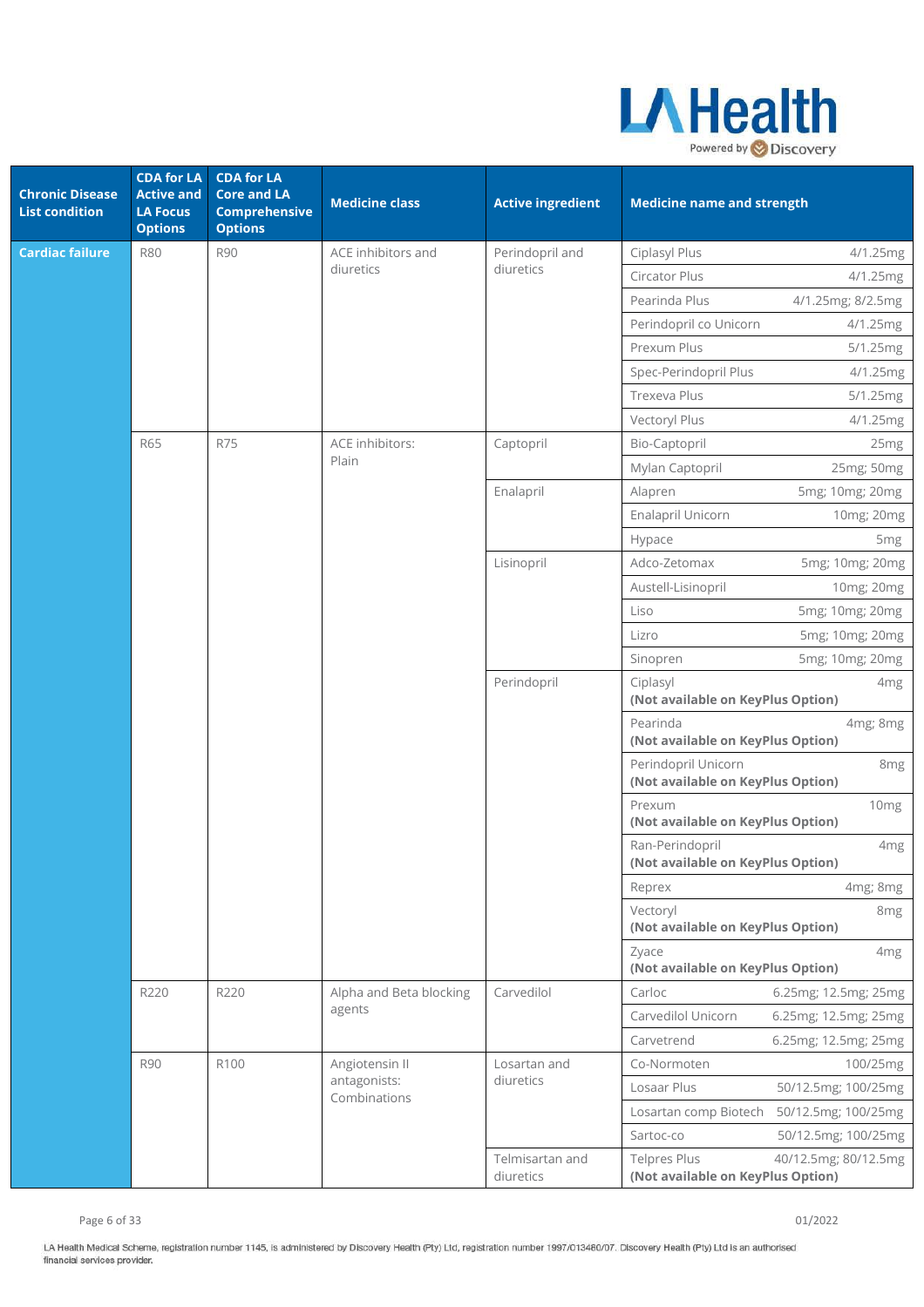| Chronic Disease List condition | CDA for LA Active and LA Focus Options | CDA for LA Core and LA Comprehensive Options | Medicine class | Active ingredient | Medicine name and strength | |
|---|---|---|---|---|---|---|
| **Cardiac failure** | R80 | R90 | ACE inhibitors and diuretics | Perindopril and diuretics | Ciplasyl Plus | 4/1.25mg |
| | | | | | Circator Plus | 4/1.25mg |
| | | | | | Pearinda Plus | 4/1.25mg; 8/2.5mg |
| | | | | | Perindopril co Unicorn | 4/1.25mg |
| | | | | | Prexum Plus | 5/1.25mg |
| | | | | | Spec-Perindopril Plus | 4/1.25mg |
| | | | | | Trexeva Plus | 5/1.25mg |
| | | | | | Vectoryl Plus | 4/1.25mg |
| | R65 | R75 | ACE inhibitors: Plain | Captopril | Bio-Captopril | 25mg |
| | | | | | Mylan Captopril | 25mg; 50mg |
| | | | | Enalapril | Alapren | 5mg; 10mg; 20mg |
| | | | | | Enalapril Unicorn | 10mg; 20mg |
| | | | | | Hypace | 5mg |
| | | | | Lisinopril | Adco-Zetomax | 5mg; 10mg; 20mg |
| | | | | | Austell-Lisinopril | 10mg; 20mg |
| | | | | | Liso | 5mg; 10mg; 20mg |
| | | | | | Lizro | 5mg; 10mg; 20mg |
| | | | | | Sinopren | 5mg; 10mg; 20mg |
| | | | | Perindopril | Ciplasyl **(Not available on KeyPlus Option)** | 4mg |
| | | | | | Pearinda **(Not available on KeyPlus Option)** | 4mg; 8mg |
| | | | | | Perindopril Unicorn **(Not available on KeyPlus Option)** | 8mg |
| | | | | | Prexum **(Not available on KeyPlus Option)** | 10mg |
| | | | | | Ran-Perindopril **(Not available on KeyPlus Option)** | 4mg |
| | | | | | Reprex | 4mg; 8mg |
| | | | | | Vectoryl **(Not available on KeyPlus Option)** | 8mg |
| | | | | | Zyace **(Not available on KeyPlus Option)** | 4mg |
| | R220 | R220 | Alpha and Beta blocking agents | Carvedilol | Carloc | 6.25mg; 12.5mg; 25mg |
| | | | | | Carvedilol Unicorn | 6.25mg; 12.5mg; 25mg |
| | | | | | Carvetrend | 6.25mg; 12.5mg; 25mg |
| | R90 | R100 | Angiotensin II antagonists: Combinations | Losartan and diuretics | Co-Normoten | 100/25mg |
| | | | | | Losaar Plus | 50/12.5mg; 100/25mg |
| | | | | | Losartan comp Biotech | 50/12.5mg; 100/25mg |
| | | | | | Sartoc-co | 50/12.5mg; 100/25mg |
| | | | | Telmisartan and diuretics | Telpres Plus **(Not available on KeyPlus Option)** | 40/12.5mg; 80/12.5mg |

01/2022

LA Health Medical Scheme, registration number 1145, is administered by Discovery Health (Pty) Ltd, registration number 1997/013480/07. Discovery Health (Pty) Ltd is an authorised financial services provider.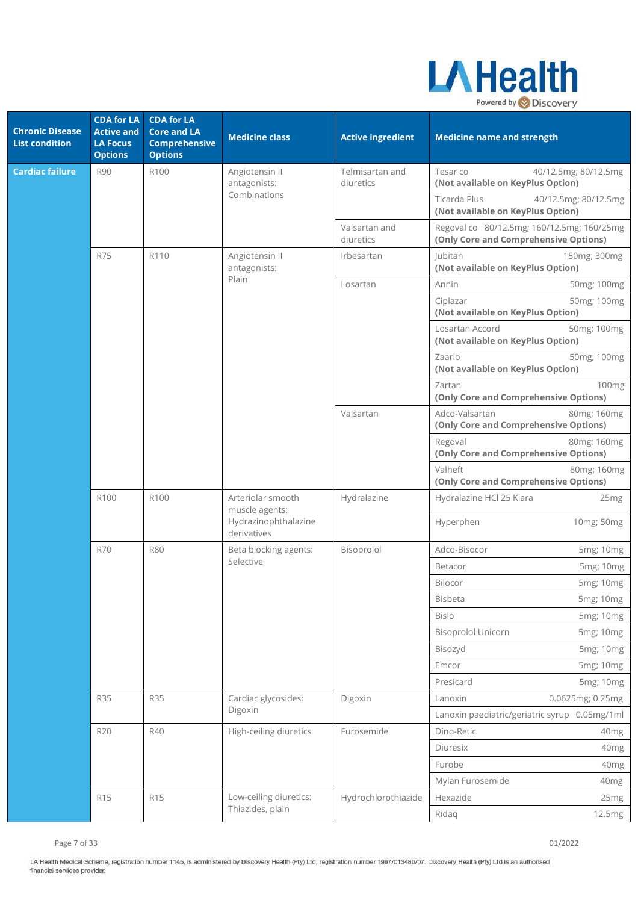| Chronic Disease List condition | CDA for LA Active and LA Focus Options | CDA for LA Core and LA Comprehensive Options | Medicine class | Active ingredient | Medicine name and strength |
|---|---|---|---|---|---|
| **Cardiac failure** | R90 | R100 | Angiotensin II antagonists: Combinations | Telmisartan and diuretics | Tesar co 40/12.5mg; 80/12.5mg **(Not available on KeyPlus Option)** |
| | | | | | Ticarda Plus 40/12.5mg; 80/12.5mg **(Not available on KeyPlus Option)** |
| | | | | Valsartan and diuretics | Regoval co 80/12.5mg; 160/12.5mg; 160/25mg **(Only Core and Comprehensive Options)** |
| | R75 | R110 | Angiotensin II antagonists: Plain | Irbesartan | Jubitan 150mg; 300mg **(Not available on KeyPlus Option)** |
| | | | | Losartan | Annin 50mg; 100mg |
| | | | | | Ciplazar 50mg; 100mg **(Not available on KeyPlus Option)** |
| | | | | | Losartan Accord 50mg; 100mg **(Not available on KeyPlus Option)** |
| | | | | | Zaario 50mg; 100mg **(Not available on KeyPlus Option)** |
| | | | | | Zartan 100mg **(Only Core and Comprehensive Options)** |
| | | | | Valsartan | Adco-Valsartan 80mg; 160mg **(Only Core and Comprehensive Options)** |
| | | | | | Regoval 80mg; 160mg **(Only Core and Comprehensive Options)** |
| | | | | | Valheft 80mg; 160mg **(Only Core and Comprehensive Options)** |
| | R100 | R100 | Arteriolar smooth muscle agents: Hydrazinophthalazine derivatives | Hydralazine | Hydralazine HCl 25 Kiara 25mg |
| | | | | | Hyperphen 10mg; 50mg |
| | R70 | R80 | Beta blocking agents: Selective | Bisoprolol | Adco-Bisocor 5mg; 10mg |
| | | | | | Betacor 5mg; 10mg |
| | | | | | Bilocor 5mg; 10mg |
| | | | | | Bisbeta 5mg; 10mg |
| | | | | | Bislo 5mg; 10mg |
| | | | | | Bisoprolol Unicorn 5mg; 10mg |
| | | | | | Bisozyd 5mg; 10mg |
| | | | | | Emcor 5mg; 10mg |
| | | | | | Presicard 5mg; 10mg |
| | R35 | R35 | Cardiac glycosides: Digoxin | Digoxin | Lanoxin 0.0625mg; 0.25mg |
| | | | | | Lanoxin paediatric/geriatric syrup 0.05mg/1ml |
| | R20 | R40 | High-ceiling diuretics | Furosemide | Dino-Retic 40mg |
| | | | | | Diuresix 40mg |
| | | | | | Furobe 40mg |
| | | | | | Mylan Furosemide 40mg |
| | R15 | R15 | Low-ceiling diuretics: Thiazides, plain | Hydrochlorothiazide | Hexazide 25mg |
| | | | | | Ridaq 12.5mg |

LA Health Medical Scheme, registration number 1145, is administered by Discovery Health (Pty) Ltd, registration number 1997/013480/07. Discovery Health (Pty) Ltd is an authorised financial services provider.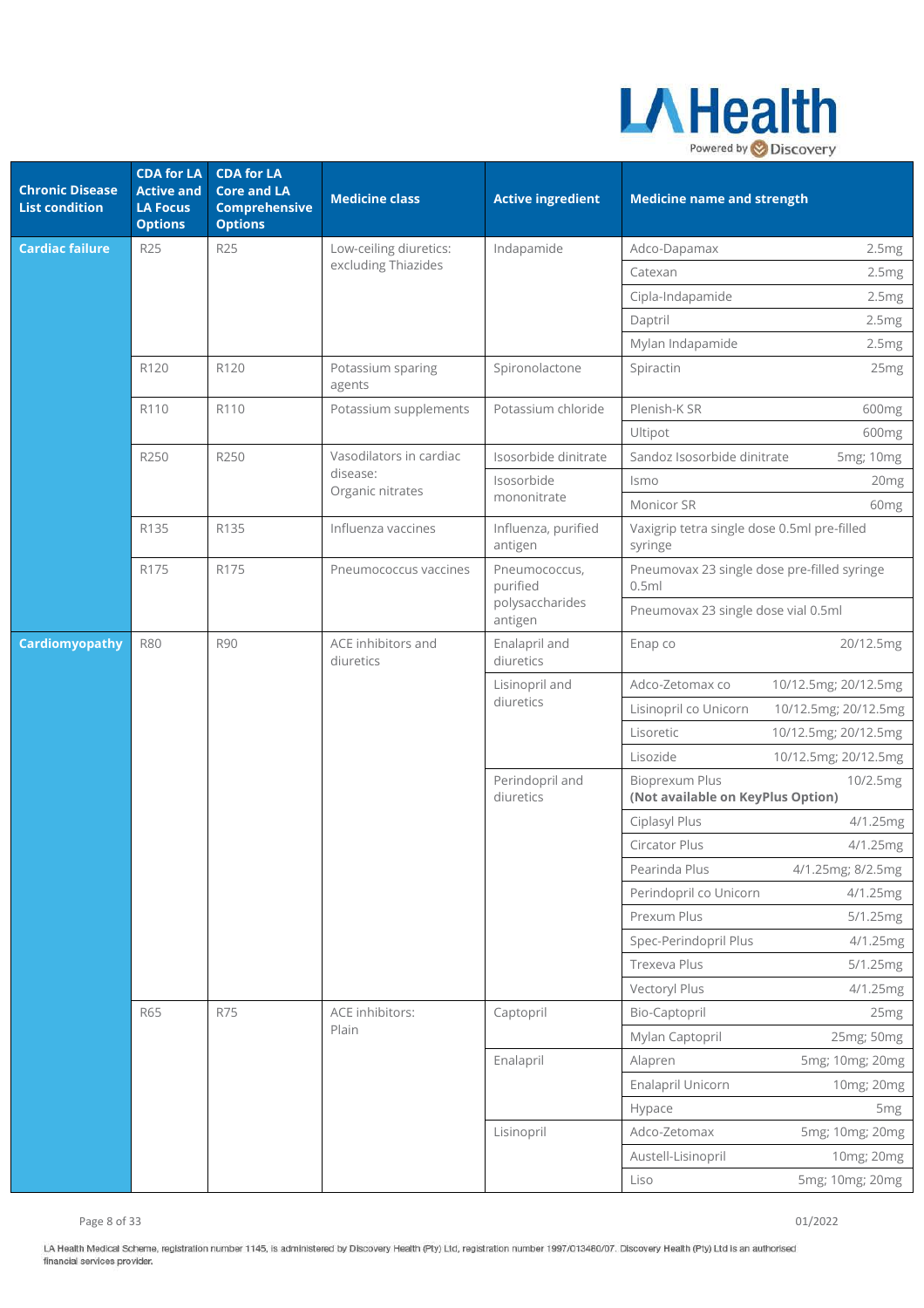| Chronic Disease List condition | CDA for LA Active and LA Focus Options | CDA for LA Core and LA Comprehensive Options | Medicine class | Active ingredient | Medicine name and strength | |
|---|---|---|---|---|---|---|
| **Cardiac failure** | R25 | R25 | Low-ceiling diuretics: excluding Thiazides | Indapamide | Adco-Dapamax | 2.5mg |
| | | | | | Catexan | 2.5mg |
| | | | | | Cipla-Indapamide | 2.5mg |
| | | | | | Daptril | 2.5mg |
| | | | | | Mylan Indapamide | 2.5mg |
| | R120 | R120 | Potassium sparing agents | Spironolactone | Spiractin | 25mg |
| | R110 | R110 | Potassium supplements | Potassium chloride | Plenish-K SR | 600mg |
| | | | | | Ultipot | 600mg |
| | R250 | R250 | Vasodilators in cardiac disease: Organic nitrates | Isosorbide dinitrate | Sandoz Isosorbide dinitrate | 5mg; 10mg |
| | | | | Isosorbide mononitrate | Ismo | 20mg |
| | | | | | Monicor SR | 60mg |
| | R135 | R135 | Influenza vaccines | Influenza, purified antigen | Vaxigrip tetra single dose 0.5ml pre-filled syringe | |
| | R175 | R175 | Pneumococcus vaccines | Pneumococcus, purified polysaccharides antigen | Pneumovax 23 single dose pre-filled syringe 0.5ml | |
| | | | | | Pneumovax 23 single dose vial 0.5ml | |
| **Cardiomyopathy** | R80 | R90 | ACE inhibitors and diuretics | Enalapril and diuretics | Enap co | 20/12.5mg |
| | | | | Lisinopril and diuretics | Adco-Zetomax co | 10/12.5mg; 20/12.5mg |
| | | | | | Lisinopril co Unicorn | 10/12.5mg; 20/12.5mg |
| | | | | | Lisoretic | 10/12.5mg; 20/12.5mg |
| | | | | | Lisozide | 10/12.5mg; 20/12.5mg |
| | | | | Perindopril and diuretics | Bioprexum Plus **(Not available on KeyPlus Option)** | 10/2.5mg |
| | | | | | Ciplasyl Plus | 4/1.25mg |
| | | | | | Circator Plus | 4/1.25mg |
| | | | | | Pearinda Plus | 4/1.25mg; 8/2.5mg |
| | | | | | Perindopril co Unicorn | 4/1.25mg |
| | | | | | Prexum Plus | 5/1.25mg |
| | | | | | Spec-Perindopril Plus | 4/1.25mg |
| | | | | | Trexeva Plus | 5/1.25mg |
| | | | | | Vectoryl Plus | 4/1.25mg |
| | R65 | R75 | ACE inhibitors: Plain | Captopril | Bio-Captopril | 25mg |
| | | | | | Mylan Captopril | 25mg; 50mg |
| | | | | Enalapril | Alapren | 5mg; 10mg; 20mg |
| | | | | | Enalapril Unicorn | 10mg; 20mg |
| | | | | | Hypace | 5mg |
| | | | | Lisinopril | Adco-Zetomax | 5mg; 10mg; 20mg |
| | | | | | Austell-Lisinopril | 10mg; 20mg |
| | | | | | Liso | 5mg; 10mg; 20mg |

LA Health Medical Scheme, registration number 1145, is administered by Discovery Health (Pty) Ltd, registration number 1997/013480/07. Discovery Health (Pty) Ltd is an authorised financial services provider.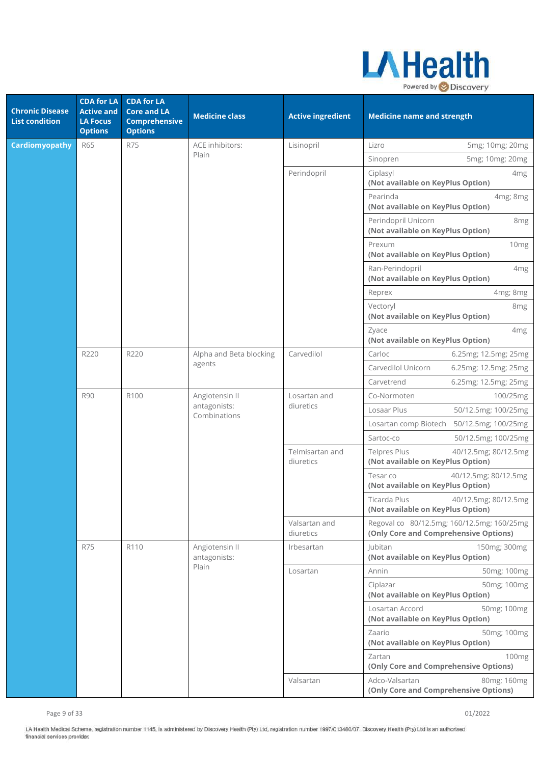| Chronic Disease List condition | CDA for LA Active and LA Focus Options | CDA for LA Core and LA Comprehensive Options | Medicine class | Active ingredient | Medicine name and strength |
|---|---|---|---|---|---|
| **Cardiomyopathy** | R65 | R75 | ACE inhibitors: Plain | Lisinopril | Lizro 5mg; 10mg; 20mg |
| | | | | | Sinopren 5mg; 10mg; 20mg |
| | | | | Perindopril | Ciplasyl 4mg **(Not available on KeyPlus Option)** |
| | | | | | Pearinda 4mg; 8mg **(Not available on KeyPlus Option)** |
| | | | | | Perindopril Unicorn 8mg **(Not available on KeyPlus Option)** |
| | | | | | Prexum 10mg **(Not available on KeyPlus Option)** |
| | | | | | Ran-Perindopril 4mg **(Not available on KeyPlus Option)** |
| | | | | | Reprex 4mg; 8mg |
| | | | | | Vectoryl 8mg **(Not available on KeyPlus Option)** |
| | | | | | Zyace 4mg **(Not available on KeyPlus Option)** |
| | R220 | R220 | Alpha and Beta blocking agents | Carvedilol | Carloc 6.25mg; 12.5mg; 25mg |
| | | | | | Carvedilol Unicorn 6.25mg; 12.5mg; 25mg |
| | | | | | Carvetrend 6.25mg; 12.5mg; 25mg |
| | R90 | R100 | Angiotensin II antagonists: Combinations | Losartan and diuretics | Co-Normoten 100/25mg |
| | | | | | Losaar Plus 50/12.5mg; 100/25mg |
| | | | | | Losartan comp Biotech 50/12.5mg; 100/25mg |
| | | | | | Sartoc-co 50/12.5mg; 100/25mg |
| | | | | Telmisartan and diuretics | Telpres Plus 40/12.5mg; 80/12.5mg **(Not available on KeyPlus Option)** |
| | | | | | Tesar co 40/12.5mg; 80/12.5mg **(Not available on KeyPlus Option)** |
| | | | | | Ticarda Plus 40/12.5mg; 80/12.5mg **(Not available on KeyPlus Option)** |
| | | | | Valsartan and diuretics | Regoval co 80/12.5mg; 160/12.5mg; 160/25mg **(Only Core and Comprehensive Options)** |
| | R75 | R110 | Angiotensin II antagonists: Plain | Irbesartan | Jubitan 150mg; 300mg **(Not available on KeyPlus Option)** |
| | | | | Losartan | Annin 50mg; 100mg |
| | | | | | Ciplazar 50mg; 100mg **(Not available on KeyPlus Option)** |
| | | | | | Losartan Accord 50mg; 100mg **(Not available on KeyPlus Option)** |
| | | | | | Zaario 50mg; 100mg **(Not available on KeyPlus Option)** |
| | | | | | Zartan 100mg **(Only Core and Comprehensive Options)** |
| | | | | Valsartan | Adco-Valsartan 80mg; 160mg **(Only Core and Comprehensive Options)** |

LA Health Medical Scheme, registration number 1145, is administered by Discovery Health (Pty) Ltd, registration number 1997/013480/07. Discovery Health (Pty) Ltd is an authorised financial services provider.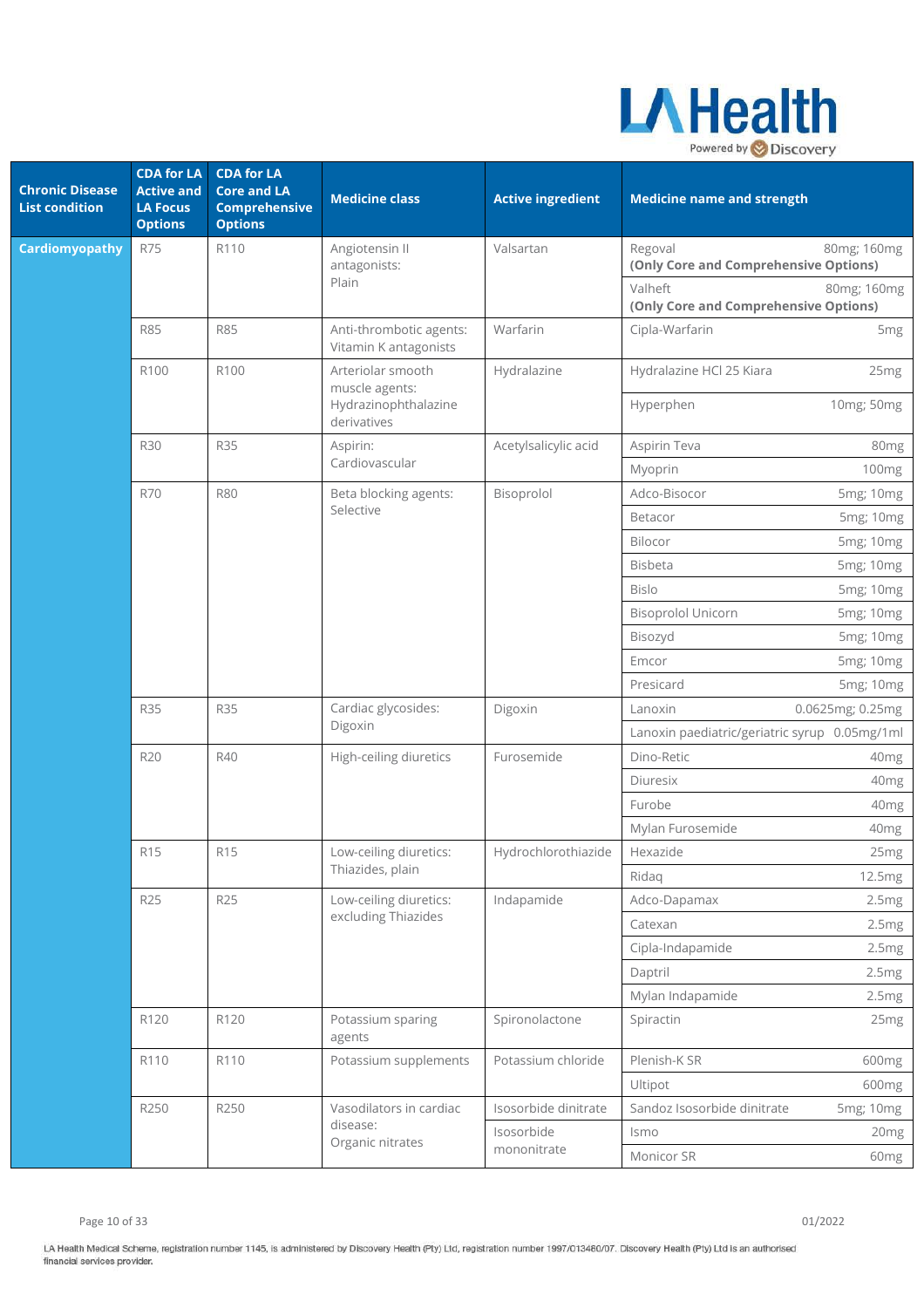| Chronic Disease List condition | CDA for LA Active and LA Focus Options | CDA for LA Core and LA Comprehensive Options | Medicine class | Active ingredient | Medicine name and strength | |
|---|---|---|---|---|---|---|
| **Cardiomyopathy** | R75 | R110 | Angiotensin II antagonists: Plain | Valsartan | Regoval **(Only Core and Comprehensive Options)** | 80mg; 160mg |
| | | | | | Valheft **(Only Core and Comprehensive Options)** | 80mg; 160mg |
| | R85 | R85 | Anti-thrombotic agents: Vitamin K antagonists | Warfarin | Cipla-Warfarin | 5mg |
| | R100 | R100 | Arteriolar smooth muscle agents: Hydrazinophthalazine derivatives | Hydralazine | Hydralazine HCl 25 Kiara | 25mg |
| | | | | | Hyperphen | 10mg; 50mg |
| | R30 | R35 | Aspirin: Cardiovascular | Acetylsalicylic acid | Aspirin Teva | 80mg |
| | | | | | Myoprin | 100mg |
| | R70 | R80 | Beta blocking agents: Selective | Bisoprolol | Adco-Bisocor | 5mg; 10mg |
| | | | | | Betacor | 5mg; 10mg |
| | | | | | Bilocor | 5mg; 10mg |
| | | | | | Bisbeta | 5mg; 10mg |
| | | | | | Bislo | 5mg; 10mg |
| | | | | | Bisoprolol Unicorn | 5mg; 10mg |
| | | | | | Bisozyd | 5mg; 10mg |
| | | | | | Emcor | 5mg; 10mg |
| | | | | | Presicard | 5mg; 10mg |
| | R35 | R35 | Cardiac glycosides: Digoxin | Digoxin | Lanoxin | 0.0625mg; 0.25mg |
| | | | | | Lanoxin paediatric/geriatric syrup | 0.05mg/1ml |
| | R20 | R40 | High-ceiling diuretics | Furosemide | Dino-Retic | 40mg |
| | | | | | Diuresix | 40mg |
| | | | | | Furobe | 40mg |
| | | | | | Mylan Furosemide | 40mg |
| | R15 | R15 | Low-ceiling diuretics: Thiazides, plain | Hydrochlorothiazide | Hexazide | 25mg |
| | | | | | Ridaq | 12.5mg |
| | R25 | R25 | Low-ceiling diuretics: excluding Thiazides | Indapamide | Adco-Dapamax | 2.5mg |
| | | | | | Catexan | 2.5mg |
| | | | | | Cipla-Indapamide | 2.5mg |
| | | | | | Daptril | 2.5mg |
| | | | | | Mylan Indapamide | 2.5mg |
| | R120 | R120 | Potassium sparing agents | Spironolactone | Spiractin | 25mg |
| | R110 | R110 | Potassium supplements | Potassium chloride | Plenish-K SR | 600mg |
| | | | | | Ultipot | 600mg |
| | R250 | R250 | Vasodilators in cardiac disease: Organic nitrates | Isosorbide dinitrate | Sandoz Isosorbide dinitrate | 5mg; 10mg |
| | | | | Isosorbide mononitrate | Ismo | 20mg |
| | | | | | Monicor SR | 60mg |

01/2022

LA Health Medical Scheme, registration number 1145, is administered by Discovery Health (Pty) Ltd, registration number 1997/013480/07. Discovery Health (Pty) Ltd is an authorised financial services provider.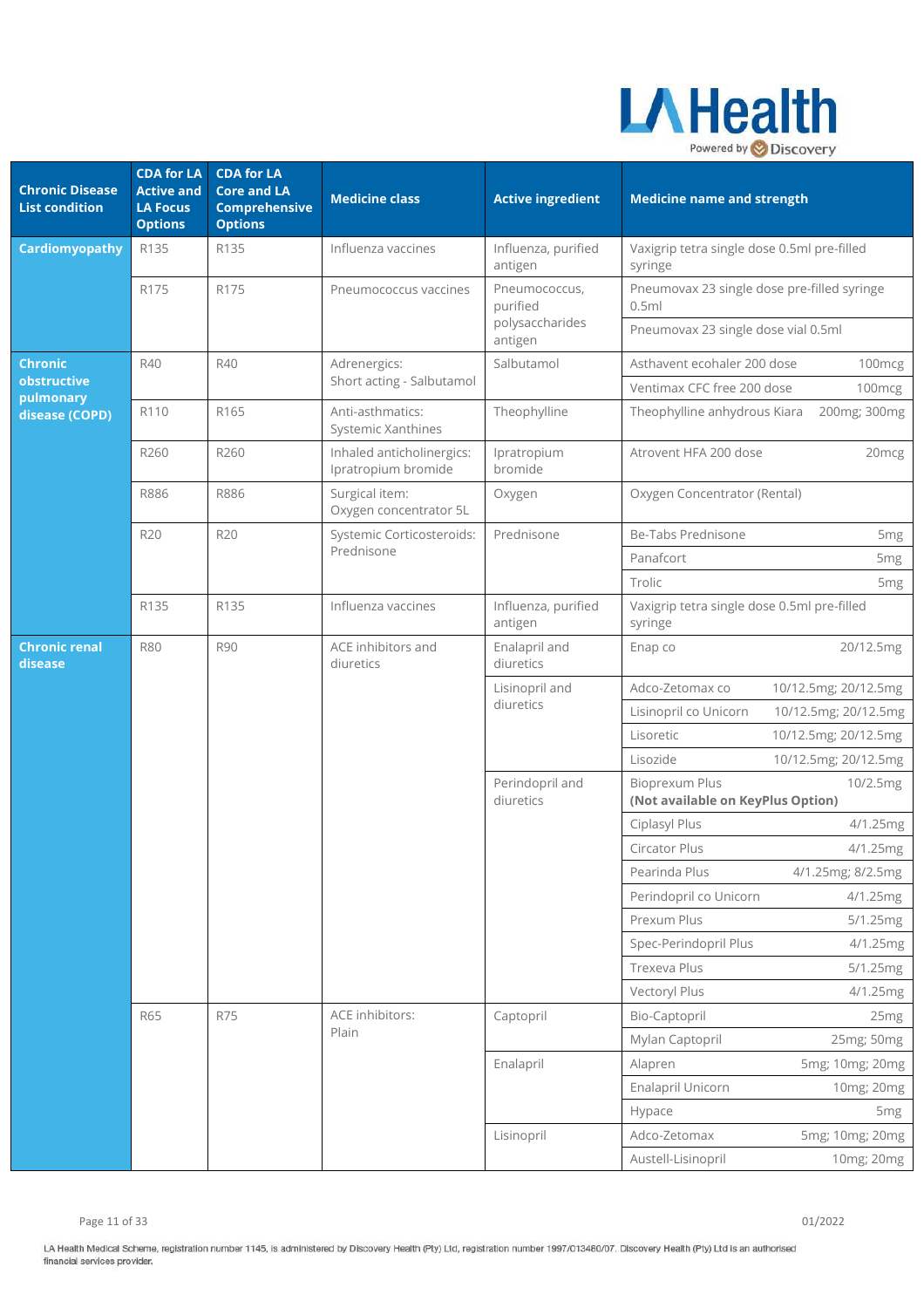| Chronic Disease List condition | CDA for LA Active and LA Focus Options | CDA for LA Core and LA Comprehensive Options | Medicine class | Active ingredient | Medicine name and strength |
|---|---|---|---|---|---|
| **Cardiomyopathy** | R135 | R135 | Influenza vaccines | Influenza, purified antigen | Vaxigrip tetra single dose 0.5ml pre-filled syringe |
| | R175 | R175 | Pneumococcus vaccines | Pneumococcus, purified polysaccharides antigen | Pneumovax 23 single dose pre-filled syringe 0.5ml |
| | | | | | Pneumovax 23 single dose vial 0.5ml |
| **Chronic obstructive pulmonary disease (COPD)** | R40 | R40 | Adrenergics: Short acting - Salbutamol | Salbutamol | Asthavent ecohaler 200 dose 100mcg |
| | | | | | Ventimax CFC free 200 dose 100mcg |
| | R110 | R165 | Anti-asthmatics: Systemic Xanthines | Theophylline | Theophylline anhydrous Kiara 200mg; 300mg |
| | R260 | R260 | Inhaled anticholinergics: Ipratropium bromide | Ipratropium bromide | Atrovent HFA 200 dose 20mcg |
| | R886 | R886 | Surgical item: Oxygen concentrator 5L | Oxygen | Oxygen Concentrator (Rental) |
| | R20 | R20 | Systemic Corticosteroids: Prednisone | Prednisone | Be-Tabs Prednisone 5mg |
| | | | | | Panafcort 5mg |
| | | | | | Trolic 5mg |
| | R135 | R135 | Influenza vaccines | Influenza, purified antigen | Vaxigrip tetra single dose 0.5ml pre-filled syringe |
| **Chronic renal disease** | R80 | R90 | ACE inhibitors and diuretics | Enalapril and diuretics | Enap co 20/12.5mg |
| | | | | Lisinopril and diuretics | Adco-Zetomax co 10/12.5mg; 20/12.5mg |
| | | | | | Lisinopril co Unicorn 10/12.5mg; 20/12.5mg |
| | | | | | Lisoretic 10/12.5mg; 20/12.5mg |
| | | | | | Lisozide 10/12.5mg; 20/12.5mg |
| | | | | Perindopril and diuretics | Bioprexum Plus 10/2.5mg **(Not available on KeyPlus Option)** |
| | | | | | Ciplasyl Plus 4/1.25mg |
| | | | | | Circator Plus 4/1.25mg |
| | | | | | Pearinda Plus 4/1.25mg; 8/2.5mg |
| | | | | | Perindopril co Unicorn 4/1.25mg |
| | | | | | Prexum Plus 5/1.25mg |
| | | | | | Spec-Perindopril Plus 4/1.25mg |
| | | | | | Trexeva Plus 5/1.25mg |
| | | | | | Vectoryl Plus 4/1.25mg |
| | R65 | R75 | ACE inhibitors: Plain | Captopril | Bio-Captopril 25mg |
| | | | | | Mylan Captopril 25mg; 50mg |
| | | | | Enalapril | Alapren 5mg; 10mg; 20mg |
| | | | | | Enalapril Unicorn 10mg; 20mg |
| | | | | | Hypace 5mg |
| | | | | Lisinopril | Adco-Zetomax 5mg; 10mg; 20mg |
| | | | | | Austell-Lisinopril 10mg; 20mg |

01/2022

LA Health Medical Scheme, registration number 1145, is administered by Discovery Health (Pty) Ltd, registration number 1997/013480/07. Discovery Health (Pty) Ltd is an authorised financial services provider.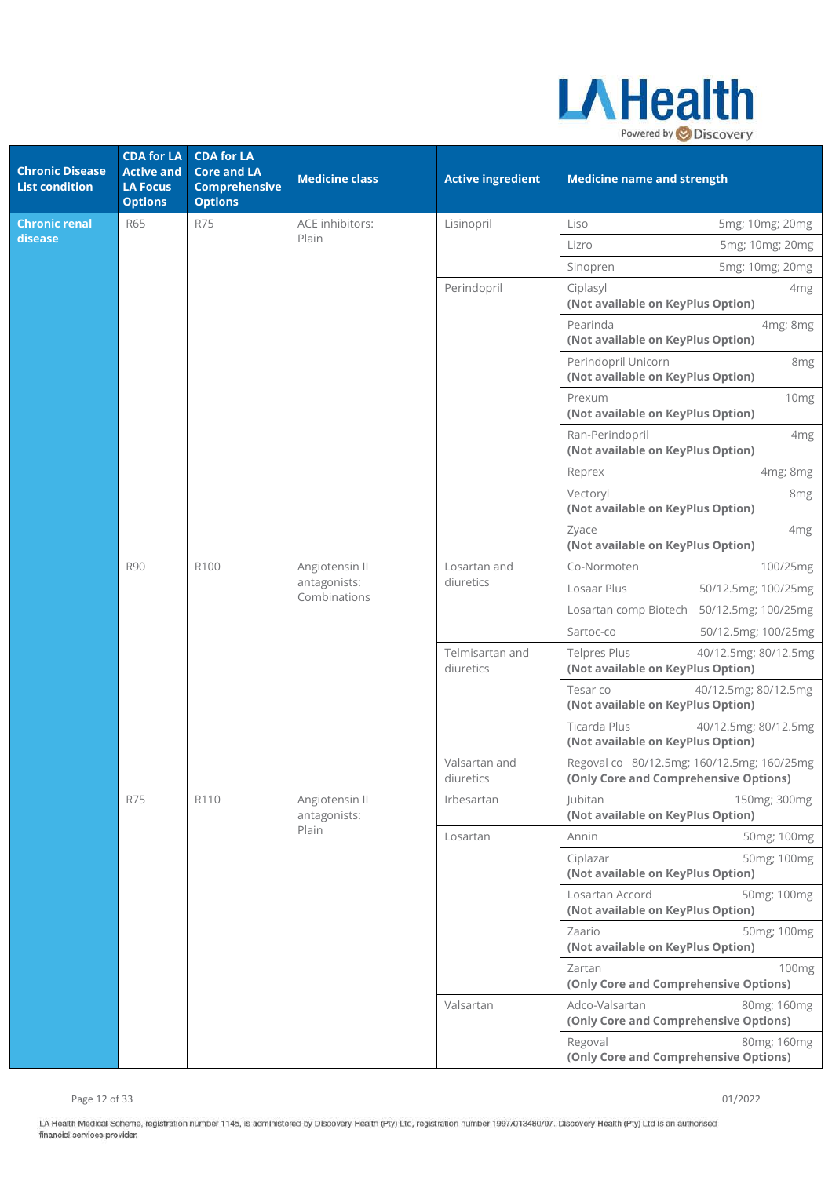| Chronic Disease List condition | CDA for LA Active and LA Focus Options | CDA for LA Core and LA Comprehensive Options | Medicine class | Active ingredient | Medicine name and strength |
|---|---|---|---|---|---|
| **Chronic renal disease** | R65 | R75 | ACE inhibitors: Plain | Lisinopril | Liso 5mg; 10mg; 20mg |
| | | | | | Lizro 5mg; 10mg; 20mg |
| | | | | | Sinopren 5mg; 10mg; 20mg |
| | | | | Perindopril | Ciplasyl 4mg **(Not available on KeyPlus Option)** |
| | | | | | Pearinda 4mg; 8mg **(Not available on KeyPlus Option)** |
| | | | | | Perindopril Unicorn 8mg **(Not available on KeyPlus Option)** |
| | | | | | Prexum 10mg **(Not available on KeyPlus Option)** |
| | | | | | Ran-Perindopril 4mg **(Not available on KeyPlus Option)** |
| | | | | | Reprex 4mg; 8mg |
| | | | | | Vectoryl 8mg **(Not available on KeyPlus Option)** |
| | | | | | Zyace 4mg **(Not available on KeyPlus Option)** |
| | R90 | R100 | Angiotensin II antagonists: Combinations | Losartan and diuretics | Co-Normoten 100/25mg |
| | | | | | Losaar Plus 50/12.5mg; 100/25mg |
| | | | | | Losartan comp Biotech 50/12.5mg; 100/25mg |
| | | | | | Sartoc-co 50/12.5mg; 100/25mg |
| | | | | Telmisartan and diuretics | Telpres Plus 40/12.5mg; 80/12.5mg **(Not available on KeyPlus Option)** |
| | | | | | Tesar co 40/12.5mg; 80/12.5mg **(Not available on KeyPlus Option)** |
| | | | | | Ticarda Plus 40/12.5mg; 80/12.5mg **(Not available on KeyPlus Option)** |
| | | | | Valsartan and diuretics | Regoval co 80/12.5mg; 160/12.5mg; 160/25mg **(Only Core and Comprehensive Options)** |
| | R75 | R110 | Angiotensin II antagonists: Plain | Irbesartan | Jubitan 150mg; 300mg **(Not available on KeyPlus Option)** |
| | | | | Losartan | Annin 50mg; 100mg |
| | | | | | Ciplazar 50mg; 100mg **(Not available on KeyPlus Option)** |
| | | | | | Losartan Accord 50mg; 100mg **(Not available on KeyPlus Option)** |
| | | | | | Zaario 50mg; 100mg **(Not available on KeyPlus Option)** |
| | | | | | Zartan 100mg **(Only Core and Comprehensive Options)** |
| | | | | Valsartan | Adco-Valsartan 80mg; 160mg **(Only Core and Comprehensive Options)** |
| | | | | | Regoval 80mg; 160mg **(Only Core and Comprehensive Options)** |

LA Health Medical Scheme, registration number 1145, is administered by Discovery Health (Pty) Ltd, registration number 1997/013480/07. Discovery Health (Pty) Ltd is an authorised financial services provider.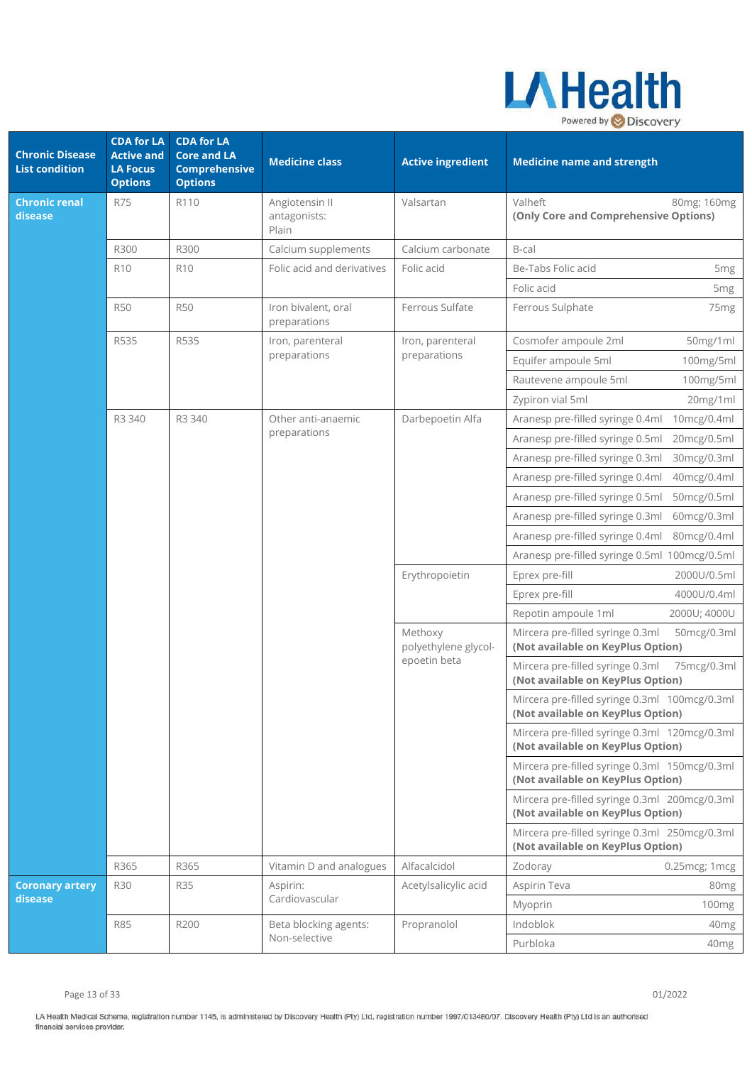| Chronic Disease List condition | CDA for LA Active and LA Focus Options | CDA for LA Core and LA Comprehensive Options | Medicine class | Active ingredient | Medicine name and strength |
|---|---|---|---|---|---|
| Chronic renal disease | R75 | R110 | Angiotensin II antagonists: Plain | Valsartan | Valheft 80mg; 160mg **(Only Core and Comprehensive Options)** |
| | R300 | R300 | Calcium supplements | Calcium carbonate | B-cal |
| | R10 | R10 | Folic acid and derivatives | Folic acid | Be-Tabs Folic acid 5mg |
| | | | | | Folic acid 5mg |
| | R50 | R50 | Iron bivalent, oral preparations | Ferrous Sulfate | Ferrous Sulphate 75mg |
| | R535 | R535 | Iron, parenteral preparations | Iron, parenteral preparations | Cosmofer ampoule 2ml 50mg/1ml |
| | | | | | Equifer ampoule 5ml 100mg/5ml |
| | | | | | Rautevene ampoule 5ml 100mg/5ml |
| | | | | | Zypiron vial 5ml 20mg/1ml |
| | R3 340 | R3 340 | Other anti-anaemic preparations | Darbepoetin Alfa | Aranesp pre-filled syringe 0.4ml 10mcg/0.4ml |
| | | | | | Aranesp pre-filled syringe 0.5ml 20mcg/0.5ml |
| | | | | | Aranesp pre-filled syringe 0.3ml 30mcg/0.3ml |
| | | | | | Aranesp pre-filled syringe 0.4ml 40mcg/0.4ml |
| | | | | | Aranesp pre-filled syringe 0.5ml 50mcg/0.5ml |
| | | | | | Aranesp pre-filled syringe 0.3ml 60mcg/0.3ml |
| | | | | | Aranesp pre-filled syringe 0.4ml 80mcg/0.4ml |
| | | | | | Aranesp pre-filled syringe 0.5ml 100mcg/0.5ml |
| | | | | Erythropoietin | Eprex pre-fill 2000U/0.5ml |
| | | | | | Eprex pre-fill 4000U/0.4ml |
| | | | | | Repotin ampoule 1ml 2000U; 4000U |
| | | | | Methoxy polyethylene glycol-epoetin beta | Mircera pre-filled syringe 0.3ml 50mcg/0.3ml **(Not available on KeyPlus Option)** |
| | | | | | Mircera pre-filled syringe 0.3ml 75mcg/0.3ml **(Not available on KeyPlus Option)** |
| | | | | | Mircera pre-filled syringe 0.3ml 100mcg/0.3ml **(Not available on KeyPlus Option)** |
| | | | | | Mircera pre-filled syringe 0.3ml 120mcg/0.3ml **(Not available on KeyPlus Option)** |
| | | | | | Mircera pre-filled syringe 0.3ml 150mcg/0.3ml **(Not available on KeyPlus Option)** |
| | | | | | Mircera pre-filled syringe 0.3ml 200mcg/0.3ml **(Not available on KeyPlus Option)** |
| | | | | | Mircera pre-filled syringe 0.3ml 250mcg/0.3ml **(Not available on KeyPlus Option)** |
| | R365 | R365 | Vitamin D and analogues | Alfacalcidol | Zodoray 0.25mcg; 1mcg |
| Coronary artery disease | R30 | R35 | Aspirin: Cardiovascular | Acetylsalicylic acid | Aspirin Teva 80mg |
| | | | | | Myoprin 100mg |
| | R85 | R200 | Beta blocking agents: Non-selective | Propranolol | Indoblok 40mg |
| | | | | | Purbloka 40mg |

LA Health Medical Scheme, registration number 1145, is administered by Discovery Health (Pty) Ltd, registration number 1997/013480/07. Discovery Health (Pty) Ltd is an authorised financial services provider.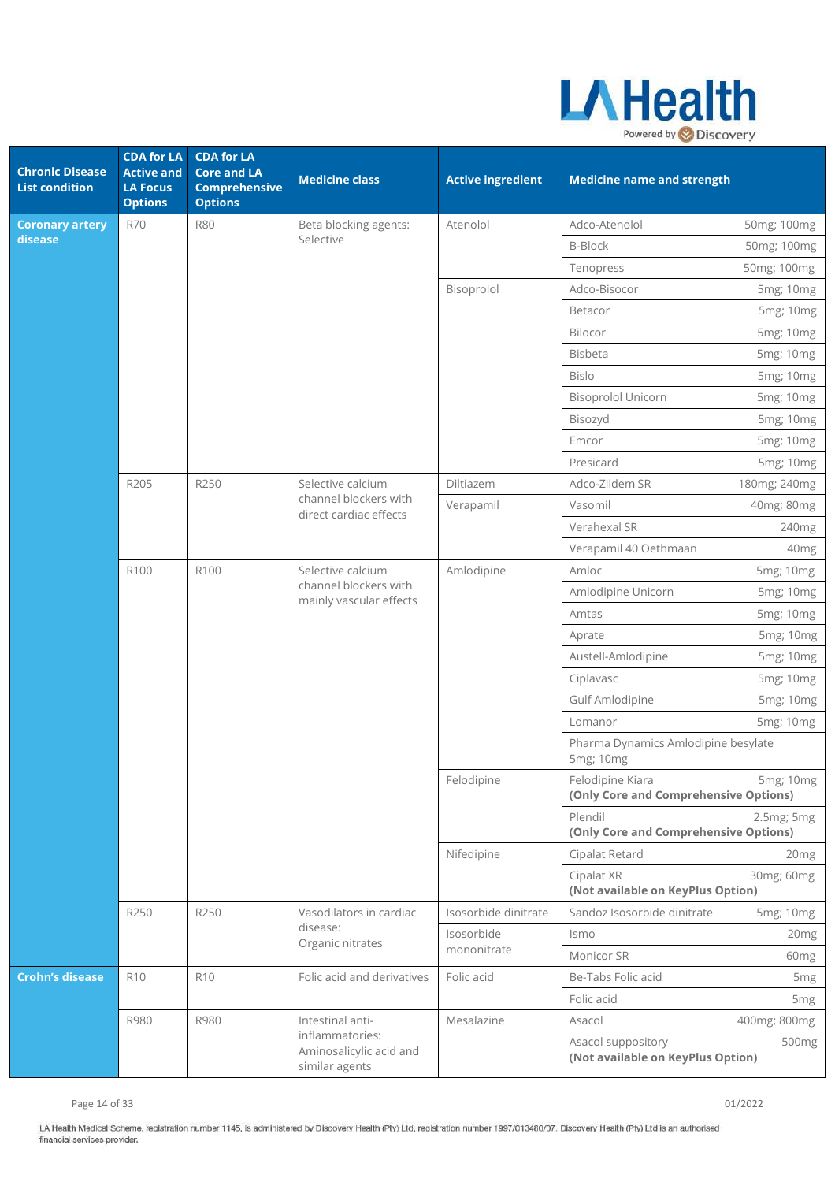| Chronic Disease List condition | CDA for LA Active and LA Focus Options | CDA for LA Core and LA Comprehensive Options | Medicine class | Active ingredient | Medicine name and strength |
|---|---|---|---|---|---|
| **Coronary artery disease** | R70 | R80 | Beta blocking agents: Selective | Atenolol | Adco-Atenolol 50mg; 100mg |
| | | | | | B-Block 50mg; 100mg |
| | | | | | Tenopress 50mg; 100mg |
| | | | | Bisoprolol | Adco-Bisocor 5mg; 10mg |
| | | | | | Betacor 5mg; 10mg |
| | | | | | Bilocor 5mg; 10mg |
| | | | | | Bisbeta 5mg; 10mg |
| | | | | | Bislo 5mg; 10mg |
| | | | | | Bisoprolol Unicorn 5mg; 10mg |
| | | | | | Bisozyd 5mg; 10mg |
| | | | | | Emcor 5mg; 10mg |
| | | | | | Presicard 5mg; 10mg |
| | R205 | R250 | Selective calcium channel blockers with direct cardiac effects | Diltiazem | Adco-Zildem SR 180mg; 240mg |
| | | | | Verapamil | Vasomil 40mg; 80mg |
| | | | | | Verahexal SR 240mg |
| | | | | | Verapamil 40 Oethmaan 40mg |
| | R100 | R100 | Selective calcium channel blockers with mainly vascular effects | Amlodipine | Amloc 5mg; 10mg |
| | | | | | Amlodipine Unicorn 5mg; 10mg |
| | | | | | Amtas 5mg; 10mg |
| | | | | | Aprate 5mg; 10mg |
| | | | | | Austell-Amlodipine 5mg; 10mg |
| | | | | | Ciplavasc 5mg; 10mg |
| | | | | | Gulf Amlodipine 5mg; 10mg |
| | | | | | Lomanor 5mg; 10mg |
| | | | | | Pharma Dynamics Amlodipine besylate 5mg; 10mg |
| | | | | Felodipine | Felodipine Kiara 5mg; 10mg **(Only Core and Comprehensive Options)** |
| | | | | | Plendil 2.5mg; 5mg **(Only Core and Comprehensive Options)** |
| | | | | Nifedipine | Cipalat Retard 20mg |
| | | | | | Cipalat XR 30mg; 60mg **(Not available on KeyPlus Option)** |
| | R250 | R250 | Vasodilators in cardiac disease: Organic nitrates | Isosorbide dinitrate | Sandoz Isosorbide dinitrate 5mg; 10mg |
| | | | | Isosorbide mononitrate | Ismo 20mg |
| | | | | | Monicor SR 60mg |
| **Crohn's disease** | R10 | R10 | Folic acid and derivatives | Folic acid | Be-Tabs Folic acid 5mg |
| | | | | | Folic acid 5mg |
| | R980 | R980 | Intestinal anti-inflammatories: Aminosalicylic acid and similar agents | Mesalazine | Asacol 400mg; 800mg |
| | | | | | Asacol suppository 500mg **(Not available on KeyPlus Option)** |

01/2022

LA Health Medical Scheme, registration number 1145, is administered by Discovery Health (Pty) Ltd, registration number 1997/013480/07. Discovery Health (Pty) Ltd is an authorised financial services provider.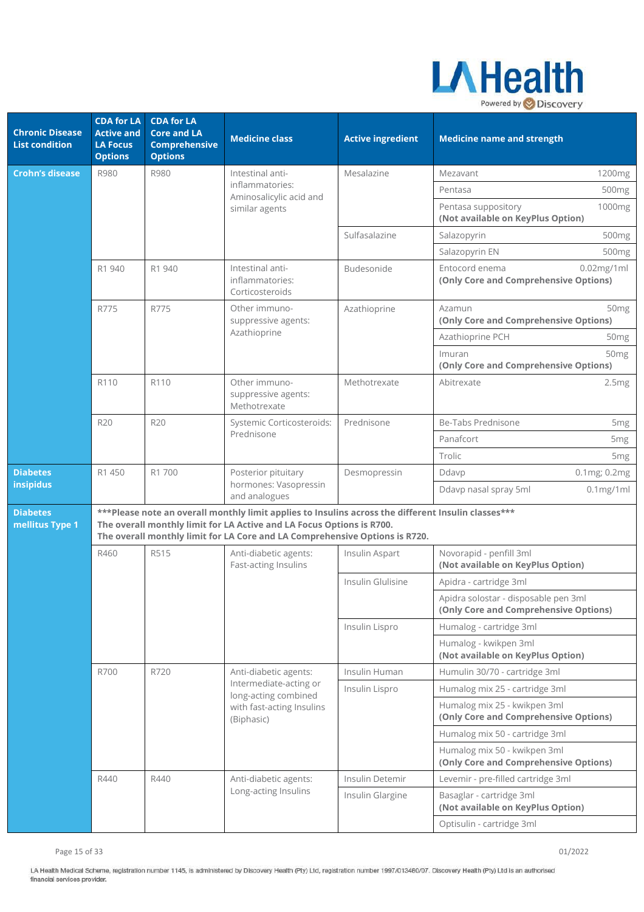| Chronic Disease List condition | CDA for LA Active and LA Focus Options | CDA for LA Core and LA Comprehensive Options | Medicine class | Active ingredient | Medicine name and strength | |
|---|---|---|---|---|---|---|
| **Crohn's disease** | R980 | R980 | Intestinal anti-inflammatories: Aminosalicylic acid and similar agents | Mesalazine | Mezavant | 1200mg |
| | | | | | Pentasa | 500mg |
| | | | | | Pentasa suppository **(Not available on KeyPlus Option)** | 1000mg |
| | | | | Sulfasalazine | Salazopyrin | 500mg |
| | | | | | Salazopyrin EN | 500mg |
| | R1 940 | R1 940 | Intestinal anti-inflammatories: Corticosteroids | Budesonide | Entocord enema **(Only Core and Comprehensive Options)** | 0.02mg/1ml |
| | R775 | R775 | Other immuno-suppressive agents: Azathioprine | Azathioprine | Azamun **(Only Core and Comprehensive Options)** | 50mg |
| | | | | | Azathioprine PCH | 50mg |
| | | | | | Imuran **(Only Core and Comprehensive Options)** | 50mg |
| | R110 | R110 | Other immuno-suppressive agents: Methotrexate | Methotrexate | Abitrexate | 2.5mg |
| | R20 | R20 | Systemic Corticosteroids: Prednisone | Prednisone | Be-Tabs Prednisone | 5mg |
| | | | | | Panafcort | 5mg |
| | | | | | Trolic | 5mg |
| **Diabetes insipidus** | R1 450 | R1 700 | Posterior pituitary hormones: Vasopressin and analogues | Desmopressin | Ddavp | 0.1mg; 0.2mg |
| | | | | | Ddavp nasal spray 5ml | 0.1mg/1ml |
| **Diabetes mellitus Type 1** | **\*\*\*Please note an overall monthly limit applies to Insulins across the different Insulin classes\*\*\* The overall monthly limit for LA Active and LA Focus Options is R700. The overall monthly limit for LA Core and LA Comprehensive Options is R720.** | | | | | |
| | R460 | R515 | Anti-diabetic agents: Fast-acting Insulins | Insulin Aspart | Novorapid - penfill 3ml **(Not available on KeyPlus Option)** | |
| | | | | Insulin Glulisine | Apidra - cartridge 3ml | |
| | | | | | Apidra solostar - disposable pen 3ml **(Only Core and Comprehensive Options)** | |
| | | | | Insulin Lispro | Humalog - cartridge 3ml | |
| | | | | | Humalog - kwikpen 3ml **(Not available on KeyPlus Option)** | |
| | R700 | R720 | Anti-diabetic agents: Intermediate-acting or long-acting combined with fast-acting Insulins (Biphasic) | Insulin Human | Humulin 30/70 - cartridge 3ml | |
| | | | | Insulin Lispro | Humalog mix 25 - cartridge 3ml | |
| | | | | | Humalog mix 25 - kwikpen 3ml **(Only Core and Comprehensive Options)** | |
| | | | | | Humalog mix 50 - cartridge 3ml | |
| | | | | | Humalog mix 50 - kwikpen 3ml **(Only Core and Comprehensive Options)** | |
| | R440 | R440 | Anti-diabetic agents: Long-acting Insulins | Insulin Detemir | Levemir - pre-filled cartridge 3ml | |
| | | | | Insulin Glargine | Basaglar - cartridge 3ml **(Not available on KeyPlus Option)** | |
| | | | | | Optisulin - cartridge 3ml | |

01/2022

LA Health Medical Scheme, registration number 1145, is administered by Discovery Health (Pty) Ltd, registration number 1997/013480/07. Discovery Health (Pty) Ltd is an authorised financial services provider.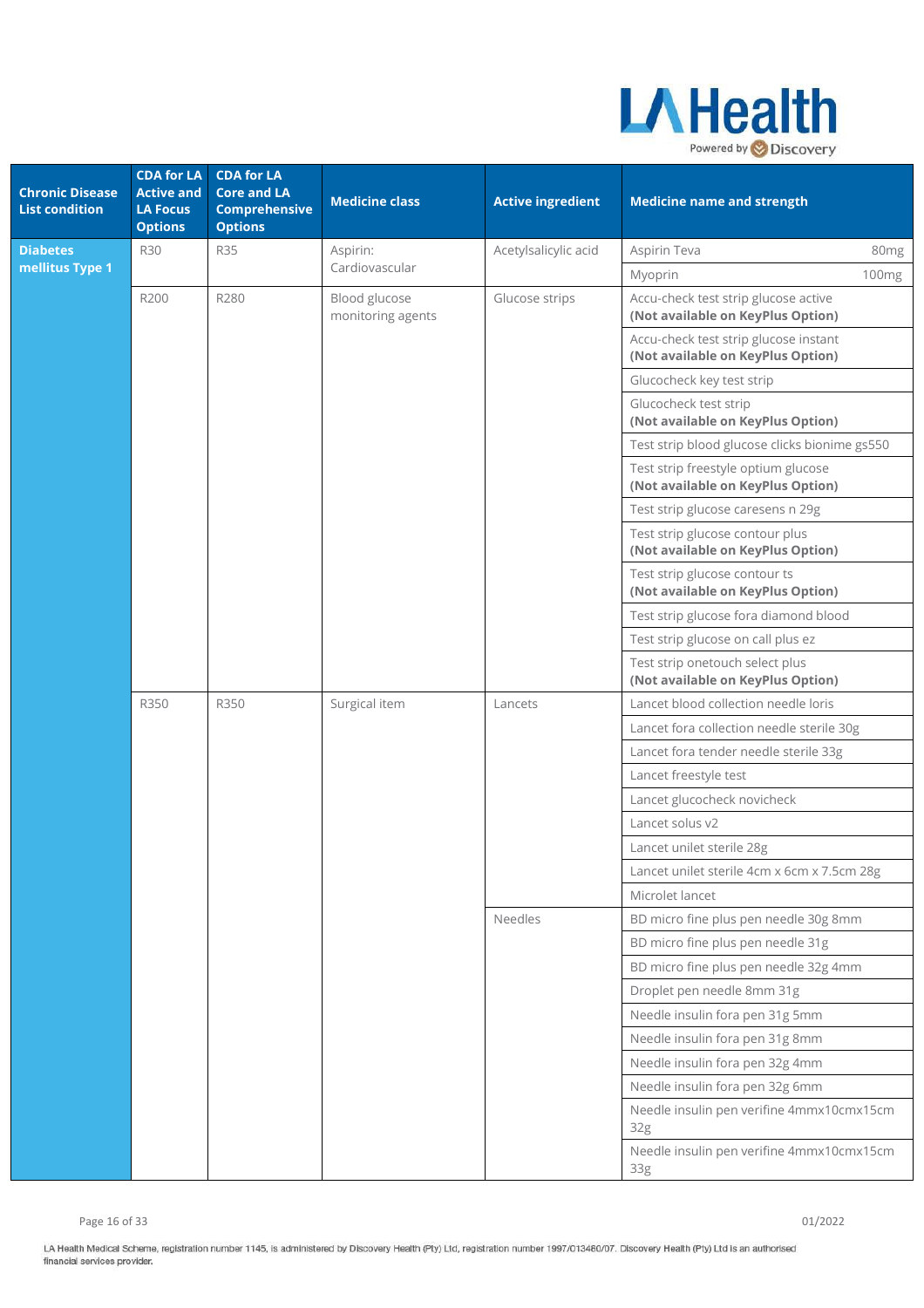| Chronic Disease List condition | CDA for LA Active and LA Focus Options | CDA for LA Core and LA Comprehensive Options | Medicine class | Active ingredient | Medicine name and strength |
|---|---|---|---|---|---|
| **Diabetes mellitus Type 1** | R30 | R35 | Aspirin: Cardiovascular | Acetylsalicylic acid | Aspirin Teva 80mg |
| | | | | | Myoprin 100mg |
| | R200 | R280 | Blood glucose monitoring agents | Glucose strips | Accu-check test strip glucose active **(Not available on KeyPlus Option)** |
| | | | | | Accu-check test strip glucose instant **(Not available on KeyPlus Option)** |
| | | | | | Glucocheck key test strip |
| | | | | | Glucocheck test strip **(Not available on KeyPlus Option)** |
| | | | | | Test strip blood glucose clicks bionime gs550 |
| | | | | | Test strip freestyle optium glucose **(Not available on KeyPlus Option)** |
| | | | | | Test strip glucose caresens n 29g |
| | | | | | Test strip glucose contour plus **(Not available on KeyPlus Option)** |
| | | | | | Test strip glucose contour ts **(Not available on KeyPlus Option)** |
| | | | | | Test strip glucose fora diamond blood |
| | | | | | Test strip glucose on call plus ez |
| | | | | | Test strip onetouch select plus **(Not available on KeyPlus Option)** |
| | R350 | R350 | Surgical item | Lancets | Lancet blood collection needle loris |
| | | | | | Lancet fora collection needle sterile 30g |
| | | | | | Lancet fora tender needle sterile 33g |
| | | | | | Lancet freestyle test |
| | | | | | Lancet glucocheck novicheck |
| | | | | | Lancet solus v2 |
| | | | | | Lancet unilet sterile 28g |
| | | | | | Lancet unilet sterile 4cm x 6cm x 7.5cm 28g |
| | | | | | Microlet lancet |
| | | | | Needles | BD micro fine plus pen needle 30g 8mm |
| | | | | | BD micro fine plus pen needle 31g |
| | | | | | BD micro fine plus pen needle 32g 4mm |
| | | | | | Droplet pen needle 8mm 31g |
| | | | | | Needle insulin fora pen 31g 5mm |
| | | | | | Needle insulin fora pen 31g 8mm |
| | | | | | Needle insulin fora pen 32g 4mm |
| | | | | | Needle insulin fora pen 32g 6mm |
| | | | | | Needle insulin pen verifine 4mmx10cmx15cm 32g |
| | | | | | Needle insulin pen verifine 4mmx10cmx15cm 33g |

01/2022

LA Health Medical Scheme, registration number 1145, is administered by Discovery Health (Pty) Ltd, registration number 1997/013480/07. Discovery Health (Pty) Ltd is an authorised financial services provider.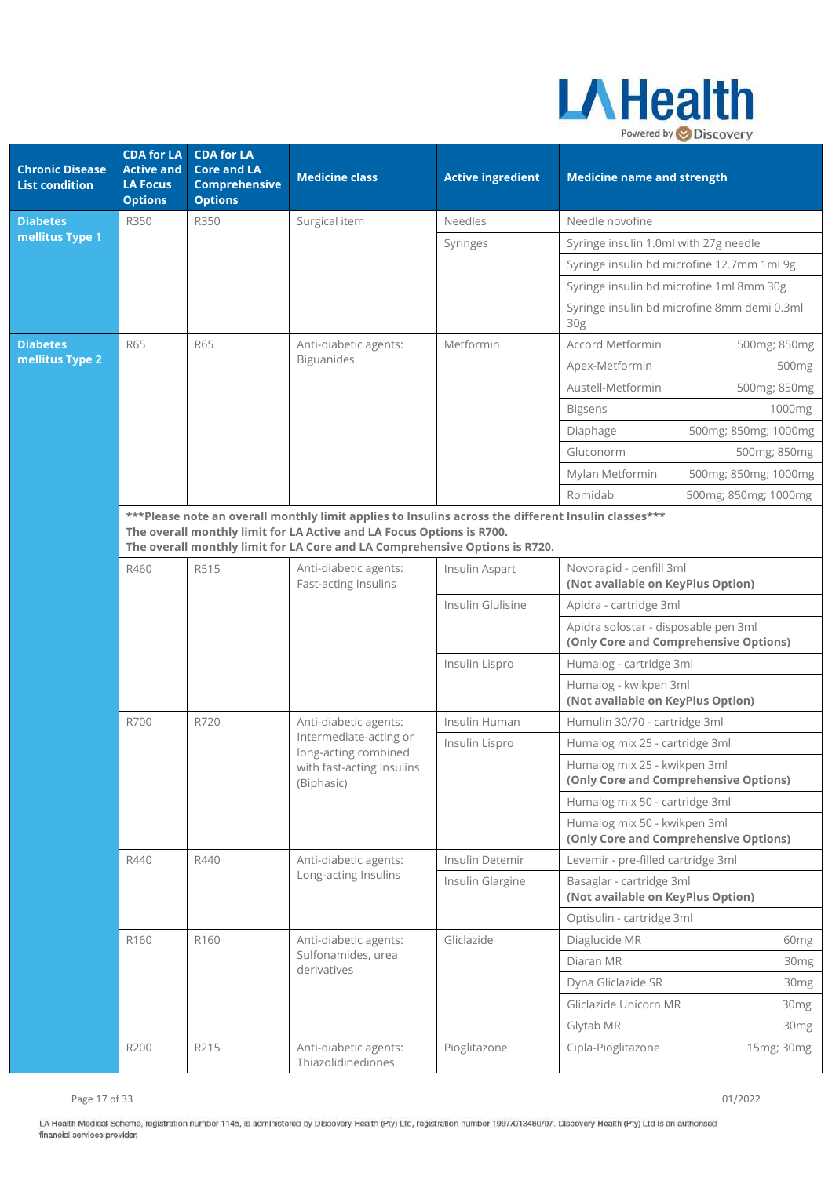| Chronic Disease List condition | CDA for LA Active and LA Focus Options | CDA for LA Core and LA Comprehensive Options | Medicine class | Active ingredient | Medicine name and strength | |
|---|---|---|---|---|---|---|
| **Diabetes mellitus Type 1** | R350 | R350 | Surgical item | Needles | Needle novofine | |
| | | | | Syringes | Syringe insulin 1.0ml with 27g needle | |
| | | | | | Syringe insulin bd microfine 12.7mm 1ml 9g | |
| | | | | | Syringe insulin bd microfine 1ml 8mm 30g | |
| | | | | | Syringe insulin bd microfine 8mm demi 0.3ml 30g | |
| **Diabetes mellitus Type 2** | R65 | R65 | Anti-diabetic agents: Biguanides | Metformin | Accord Metformin | 500mg; 850mg |
| | | | | | Apex-Metformin | 500mg |
| | | | | | Austell-Metformin | 500mg; 850mg |
| | | | | | Bigsens | 1000mg |
| | | | | | Diaphage | 500mg; 850mg; 1000mg |
| | | | | | Gluconorm | 500mg; 850mg |
| | | | | | Mylan Metformin | 500mg; 850mg; 1000mg |
| | | | | | Romidab | 500mg; 850mg; 1000mg |
| | **\*\*\*Please note an overall monthly limit applies to Insulins across the different Insulin classes\*\*\* The overall monthly limit for LA Active and LA Focus Options is R700. The overall monthly limit for LA Core and LA Comprehensive Options is R720.** | | | | | |
| | R460 | R515 | Anti-diabetic agents: Fast-acting Insulins | Insulin Aspart | Novorapid - penfill 3ml **(Not available on KeyPlus Option)** | |
| | | | | Insulin Glulisine | Apidra - cartridge 3ml | |
| | | | | | Apidra solostar - disposable pen 3ml **(Only Core and Comprehensive Options)** | |
| | | | | Insulin Lispro | Humalog - cartridge 3ml | |
| | | | | | Humalog - kwikpen 3ml **(Not available on KeyPlus Option)** | |
| | R700 | R720 | Anti-diabetic agents: Intermediate-acting or long-acting combined with fast-acting Insulins (Biphasic) | Insulin Human | Humulin 30/70 - cartridge 3ml | |
| | | | | Insulin Lispro | Humalog mix 25 - cartridge 3ml | |
| | | | | | Humalog mix 25 - kwikpen 3ml **(Only Core and Comprehensive Options)** | |
| | | | | | Humalog mix 50 - cartridge 3ml | |
| | | | | | Humalog mix 50 - kwikpen 3ml **(Only Core and Comprehensive Options)** | |
| | R440 | R440 | Anti-diabetic agents: Long-acting Insulins | Insulin Detemir | Levemir - pre-filled cartridge 3ml | |
| | | | | Insulin Glargine | Basaglar - cartridge 3ml **(Not available on KeyPlus Option)** | |
| | | | | | Optisulin - cartridge 3ml | |
| | R160 | R160 | Anti-diabetic agents: Sulfonamides, urea derivatives | Gliclazide | Diaglucide MR | 60mg |
| | | | | | Diaran MR | 30mg |
| | | | | | Dyna Gliclazide SR | 30mg |
| | | | | | Gliclazide Unicorn MR | 30mg |
| | | | | | Glytab MR | 30mg |
| | R200 | R215 | Anti-diabetic agents: Thiazolidinediones | Pioglitazone | Cipla-Pioglitazone | 15mg; 30mg |

01/2022

LA Health Medical Scheme, registration number 1145, is administered by Discovery Health (Pty) Ltd, registration number 1997/013480/07. Discovery Health (Pty) Ltd is an authorised financial services provider.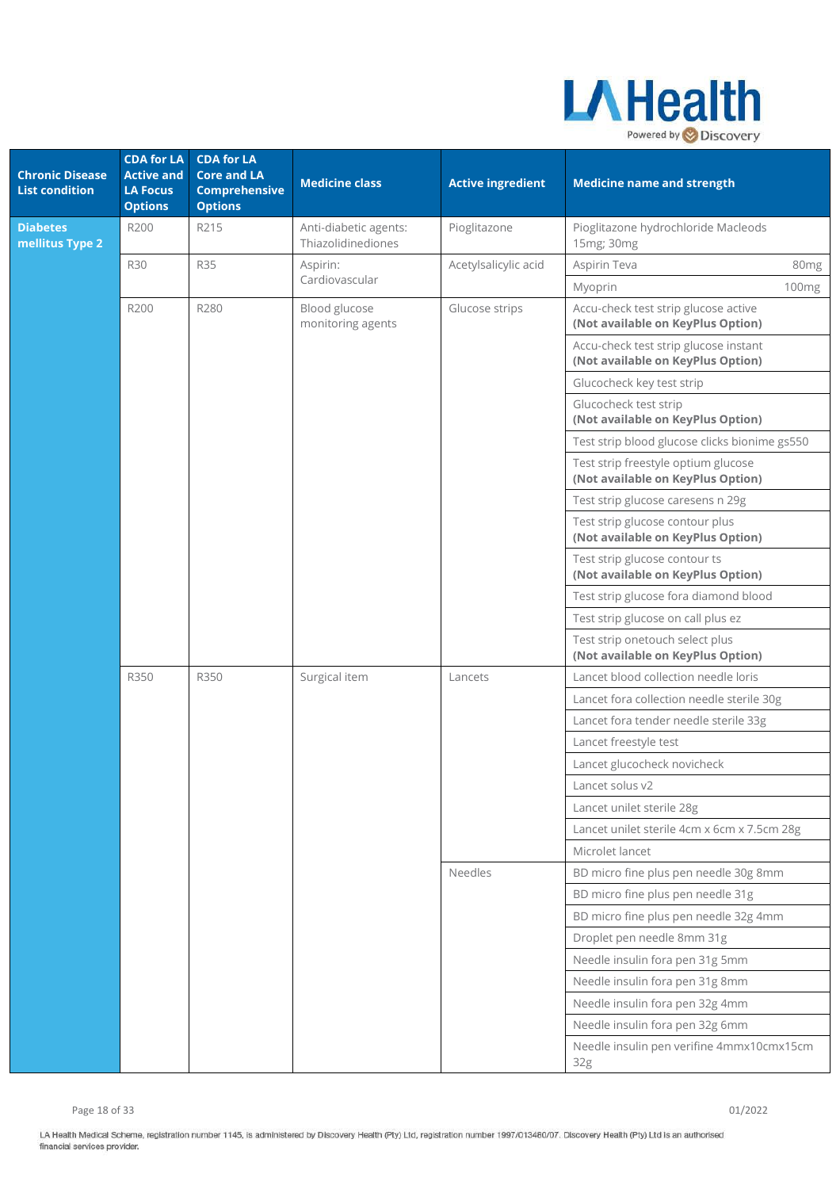| Chronic Disease List condition | CDA for LA Active and LA Focus Options | CDA for LA Core and LA Comprehensive Options | Medicine class | Active ingredient | Medicine name and strength |
|---|---|---|---|---|---|
| **Diabetes mellitus Type 2** | R200 | R215 | Anti-diabetic agents: Thiazolidinediones | Pioglitazone | Pioglitazone hydrochloride Macleods 15mg; 30mg |
| | R30 | R35 | Aspirin: Cardiovascular | Acetylsalicylic acid | Aspirin Teva 80mg |
| | | | | | Myoprin 100mg |
| | R200 | R280 | Blood glucose monitoring agents | Glucose strips | Accu-check test strip glucose active **(Not available on KeyPlus Option)** |
| | | | | | Accu-check test strip glucose instant **(Not available on KeyPlus Option)** |
| | | | | | Glucocheck key test strip |
| | | | | | Glucocheck test strip **(Not available on KeyPlus Option)** |
| | | | | | Test strip blood glucose clicks bionime gs550 |
| | | | | | Test strip freestyle optium glucose **(Not available on KeyPlus Option)** |
| | | | | | Test strip glucose caresens n 29g |
| | | | | | Test strip glucose contour plus **(Not available on KeyPlus Option)** |
| | | | | | Test strip glucose contour ts **(Not available on KeyPlus Option)** |
| | | | | | Test strip glucose fora diamond blood |
| | | | | | Test strip glucose on call plus ez |
| | | | | | Test strip onetouch select plus **(Not available on KeyPlus Option)** |
| | R350 | R350 | Surgical item | Lancets | Lancet blood collection needle loris |
| | | | | | Lancet fora collection needle sterile 30g |
| | | | | | Lancet fora tender needle sterile 33g |
| | | | | | Lancet freestyle test |
| | | | | | Lancet glucocheck novicheck |
| | | | | | Lancet solus v2 |
| | | | | | Lancet unilet sterile 28g |
| | | | | | Lancet unilet sterile 4cm x 6cm x 7.5cm 28g |
| | | | | | Microlet lancet |
| | | | | Needles | BD micro fine plus pen needle 30g 8mm |
| | | | | | BD micro fine plus pen needle 31g |
| | | | | | BD micro fine plus pen needle 32g 4mm |
| | | | | | Droplet pen needle 8mm 31g |
| | | | | | Needle insulin fora pen 31g 5mm |
| | | | | | Needle insulin fora pen 31g 8mm |
| | | | | | Needle insulin fora pen 32g 4mm |
| | | | | | Needle insulin fora pen 32g 6mm |
| | | | | | Needle insulin pen verifine 4mmx10cmx15cm 32g |

LA Health Medical Scheme, registration number 1145, is administered by Discovery Health (Pty) Ltd, registration number 1997/013480/07. Discovery Health (Pty) Ltd is an authorised financial services provider.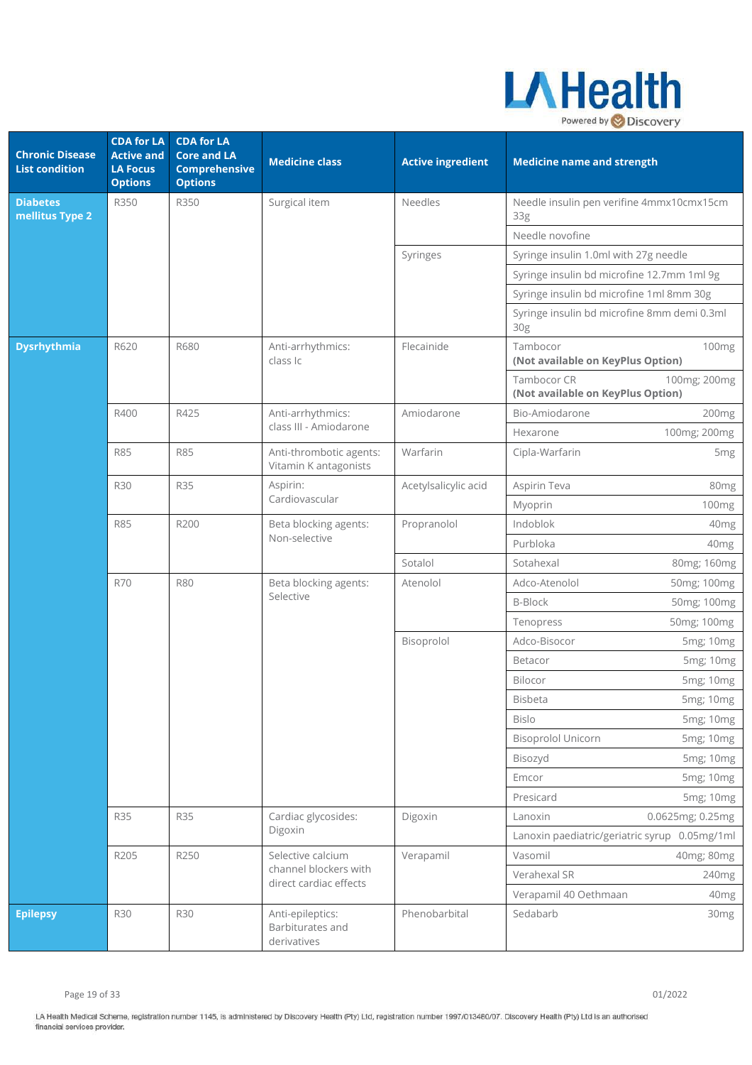| Chronic Disease List condition | CDA for LA Active and LA Focus Options | CDA for LA Core and LA Comprehensive Options | Medicine class | Active ingredient | Medicine name and strength |
|---|---|---|---|---|---|
| **Diabetes mellitus Type 2** | R350 | R350 | Surgical item | Needles | Needle insulin pen verifine 4mmx10cmx15cm 33g |
| | | | | | Needle novofine |
| | | | | Syringes | Syringe insulin 1.0ml with 27g needle |
| | | | | | Syringe insulin bd microfine 12.7mm 1ml 9g |
| | | | | | Syringe insulin bd microfine 1ml 8mm 30g |
| | | | | | Syringe insulin bd microfine 8mm demi 0.3ml 30g |
| **Dysrhythmia** | R620 | R680 | Anti-arrhythmics: class Ic | Flecainide | Tambocor 100mg **(Not available on KeyPlus Option)** |
| | | | | | Tambocor CR 100mg; 200mg **(Not available on KeyPlus Option)** |
| | R400 | R425 | Anti-arrhythmics: class III - Amiodarone | Amiodarone | Bio-Amiodarone 200mg |
| | | | | | Hexarone 100mg; 200mg |
| | R85 | R85 | Anti-thrombotic agents: Vitamin K antagonists | Warfarin | Cipla-Warfarin 5mg |
| | R30 | R35 | Aspirin: Cardiovascular | Acetylsalicylic acid | Aspirin Teva 80mg |
| | | | | | Myoprin 100mg |
| | R85 | R200 | Beta blocking agents: Non-selective | Propranolol | Indoblok 40mg |
| | | | | | Purbloka 40mg |
| | | | | Sotalol | Sotahexal 80mg; 160mg |
| | R70 | R80 | Beta blocking agents: Selective | Atenolol | Adco-Atenolol 50mg; 100mg |
| | | | | | B-Block 50mg; 100mg |
| | | | | | Tenopress 50mg; 100mg |
| | | | | Bisoprolol | Adco-Bisocor 5mg; 10mg |
| | | | | | Betacor 5mg; 10mg |
| | | | | | Bilocor 5mg; 10mg |
| | | | | | Bisbeta 5mg; 10mg |
| | | | | | Bislo 5mg; 10mg |
| | | | | | Bisoprolol Unicorn 5mg; 10mg |
| | | | | | Bisozyd 5mg; 10mg |
| | | | | | Emcor 5mg; 10mg |
| | | | | | Presicard 5mg; 10mg |
| | R35 | R35 | Cardiac glycosides: Digoxin | Digoxin | Lanoxin 0.0625mg; 0.25mg |
| | | | | | Lanoxin paediatric/geriatric syrup 0.05mg/1ml |
| | R205 | R250 | Selective calcium channel blockers with direct cardiac effects | Verapamil | Vasomil 40mg; 80mg |
| | | | | | Verahexal SR 240mg |
| | | | | | Verapamil 40 Oethmaan 40mg |
| **Epilepsy** | R30 | R30 | Anti-epileptics: Barbiturates and derivatives | Phenobarbital | Sedabarb 30mg |

01/2022

LA Health Medical Scheme, registration number 1145, is administered by Discovery Health (Pty) Ltd, registration number 1997/013480/07. Discovery Health (Pty) Ltd is an authorised financial services provider.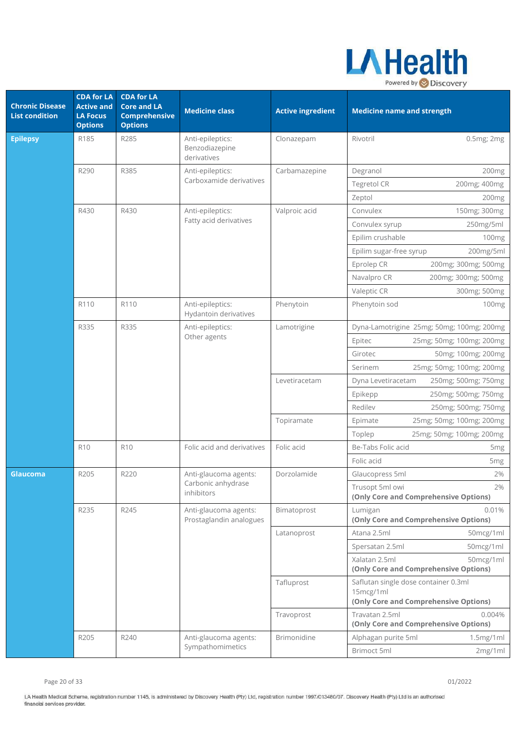| Chronic Disease List condition | CDA for LA Active and LA Focus Options | CDA for LA Core and LA Comprehensive Options | Medicine class | Active ingredient | Medicine name and strength |
|---|---|---|---|---|---|
| **Epilepsy** | R185 | R285 | Anti-epileptics: Benzodiazepine derivatives | Clonazepam | Rivotril 0.5mg; 2mg |
| | R290 | R385 | Anti-epileptics: Carboxamide derivatives | Carbamazepine | Degranol 200mg |
| | | | | | Tegretol CR 200mg; 400mg |
| | | | | | Zeptol 200mg |
| | R430 | R430 | Anti-epileptics: Fatty acid derivatives | Valproic acid | Convulex 150mg; 300mg |
| | | | | | Convulex syrup 250mg/5ml |
| | | | | | Epilim crushable 100mg |
| | | | | | Epilim sugar-free syrup 200mg/5ml |
| | | | | | Eprolep CR 200mg; 300mg; 500mg |
| | | | | | Navalpro CR 200mg; 300mg; 500mg |
| | | | | | Valeptic CR 300mg; 500mg |
| | R110 | R110 | Anti-epileptics: Hydantoin derivatives | Phenytoin | Phenytoin sod 100mg |
| | R335 | R335 | Anti-epileptics: Other agents | Lamotrigine | Dyna-Lamotrigine 25mg; 50mg; 100mg; 200mg |
| | | | | | Epitec 25mg; 50mg; 100mg; 200mg |
| | | | | | Girotec 50mg; 100mg; 200mg |
| | | | | | Serinem 25mg; 50mg; 100mg; 200mg |
| | | | | Levetiracetam | Dyna Levetiracetam 250mg; 500mg; 750mg |
| | | | | | Epikepp 250mg; 500mg; 750mg |
| | | | | | Redilev 250mg; 500mg; 750mg |
| | | | | Topiramate | Epimate 25mg; 50mg; 100mg; 200mg |
| | | | | | Toplep 25mg; 50mg; 100mg; 200mg |
| | R10 | R10 | Folic acid and derivatives | Folic acid | Be-Tabs Folic acid 5mg |
| | | | | | Folic acid 5mg |
| **Glaucoma** | R205 | R220 | Anti-glaucoma agents: Carbonic anhydrase inhibitors | Dorzolamide | Glaucopress 5ml 2% |
| | | | | | Trusopt 5ml owi 2% **(Only Core and Comprehensive Options)** |
| | R235 | R245 | Anti-glaucoma agents: Prostaglandin analogues | Bimatoprost | Lumigan 0.01% **(Only Core and Comprehensive Options)** |
| | | | | Latanoprost | Atana 2.5ml 50mcg/1ml |
| | | | | | Spersatan 2.5ml 50mcg/1ml |
| | | | | | Xalatan 2.5ml 50mcg/1ml **(Only Core and Comprehensive Options)** |
| | | | | Tafluprost | Saflutan single dose container 0.3ml 15mcg/1ml **(Only Core and Comprehensive Options)** |
| | | | | Travoprost | Travatan 2.5ml 0.004% **(Only Core and Comprehensive Options)** |
| | R205 | R240 | Anti-glaucoma agents: Sympathomimetics | Brimonidine | Alphagan purite 5ml 1.5mg/1ml |
| | | | | | Brimoct 5ml 2mg/1ml |

01/2022

LA Health Medical Scheme, registration number 1145, is administered by Discovery Health (Pty) Ltd, registration number 1997/013480/07. Discovery Health (Pty) Ltd is an authorised financial services provider.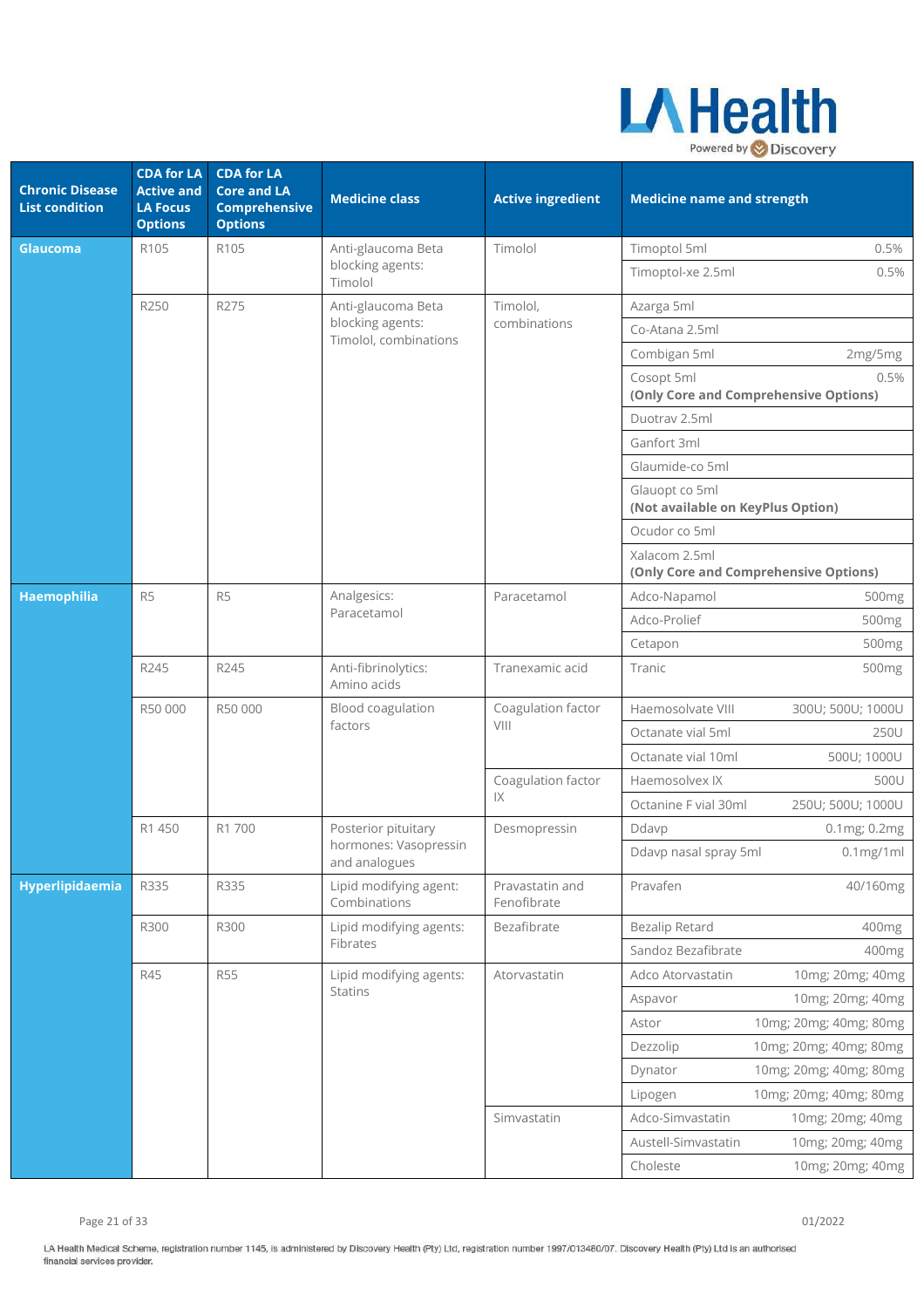| Chronic Disease List condition | CDA for LA Active and LA Focus Options | CDA for LA Core and LA Comprehensive Options | Medicine class | Active ingredient | Medicine name and strength | |
|---|---|---|---|---|---|---|
| **Glaucoma** | R105 | R105 | Anti-glaucoma Beta blocking agents: Timolol | Timolol | Timoptol 5ml | 0.5% |
| | | | | | Timoptol-xe 2.5ml | 0.5% |
| | R250 | R275 | Anti-glaucoma Beta blocking agents: Timolol, combinations | Timolol, combinations | Azarga 5ml | |
| | | | | | Co-Atana 2.5ml | |
| | | | | | Combigan 5ml | 2mg/5mg |
| | | | | | Cosopt 5ml **(Only Core and Comprehensive Options)** | 0.5% |
| | | | | | Duotrav 2.5ml | |
| | | | | | Ganfort 3ml | |
| | | | | | Glaumide-co 5ml | |
| | | | | | Glauopt co 5ml **(Not available on KeyPlus Option)** | |
| | | | | | Ocudor co 5ml | |
| | | | | | Xalacom 2.5ml **(Only Core and Comprehensive Options)** | |
| **Haemophilia** | R5 | R5 | Analgesics: Paracetamol | Paracetamol | Adco-Napamol | 500mg |
| | | | | | Adco-Prolief | 500mg |
| | | | | | Cetapon | 500mg |
| | R245 | R245 | Anti-fibrinolytics: Amino acids | Tranexamic acid | Tranic | 500mg |
| | R50 000 | R50 000 | Blood coagulation factors | Coagulation factor VIII | Haemosolvate VIII | 300U; 500U; 1000U |
| | | | | | Octanate vial 5ml | 250U |
| | | | | | Octanate vial 10ml | 500U; 1000U |
| | | | | Coagulation factor IX | Haemosolvex IX | 500U |
| | | | | | Octanine F vial 30ml | 250U; 500U; 1000U |
| | R1 450 | R1 700 | Posterior pituitary hormones: Vasopressin and analogues | Desmopressin | Ddavp | 0.1mg; 0.2mg |
| | | | | | Ddavp nasal spray 5ml | 0.1mg/1ml |
| **Hyperlipidaemia** | R335 | R335 | Lipid modifying agent: Combinations | Pravastatin and Fenofibrate | Pravafen | 40/160mg |
| | R300 | R300 | Lipid modifying agents: Fibrates | Bezafibrate | Bezalip Retard | 400mg |
| | | | | | Sandoz Bezafibrate | 400mg |
| | R45 | R55 | Lipid modifying agents: Statins | Atorvastatin | Adco Atorvastatin | 10mg; 20mg; 40mg |
| | | | | | Aspavor | 10mg; 20mg; 40mg |
| | | | | | Astor | 10mg; 20mg; 40mg; 80mg |
| | | | | | Dezzolip | 10mg; 20mg; 40mg; 80mg |
| | | | | | Dynator | 10mg; 20mg; 40mg; 80mg |
| | | | | | Lipogen | 10mg; 20mg; 40mg; 80mg |
| | | | | Simvastatin | Adco-Simvastatin | 10mg; 20mg; 40mg |
| | | | | | Austell-Simvastatin | 10mg; 20mg; 40mg |
| | | | | | Choleste | 10mg; 20mg; 40mg |

LA Health Medical Scheme, registration number 1145, is administered by Discovery Health (Pty) Ltd, registration number 1997/013480/07. Discovery Health (Pty) Ltd is an authorised financial services provider.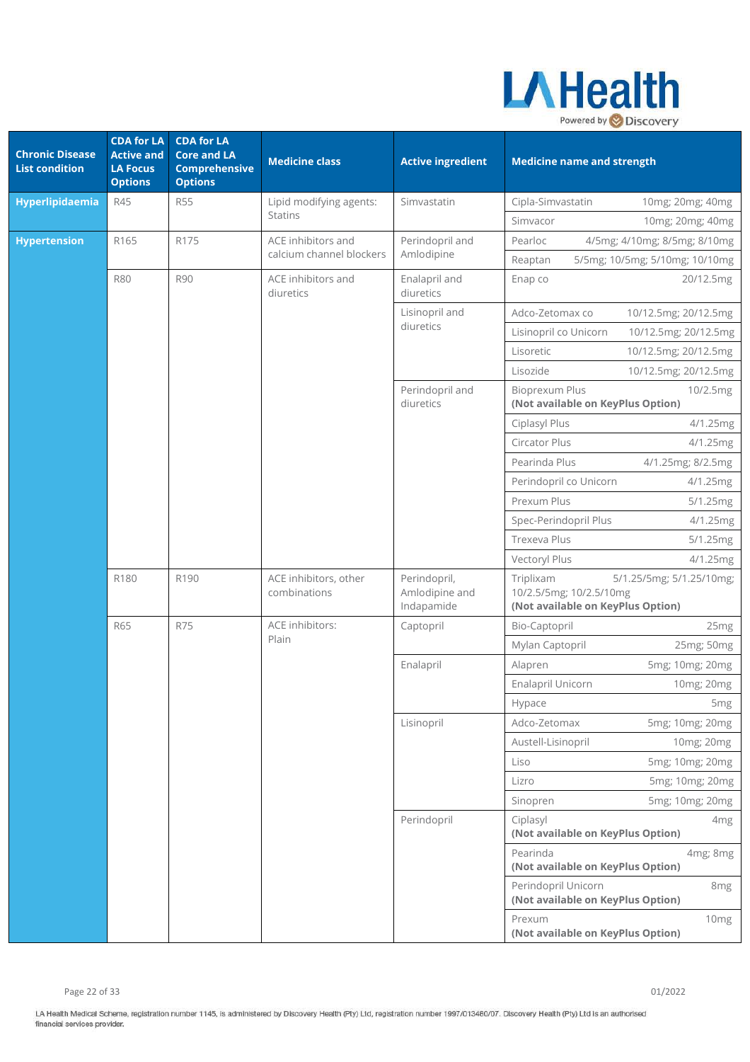| Chronic Disease List condition | CDA for LA Active and LA Focus Options | CDA for LA Core and LA Comprehensive Options | Medicine class | Active ingredient | Medicine name and strength |
|---|---|---|---|---|---|
| **Hyperlipidaemia** | R45 | R55 | Lipid modifying agents: Statins | Simvastatin | Cipla-Simvastatin 10mg; 20mg; 40mg |
| | | | | | Simvacor 10mg; 20mg; 40mg |
| **Hypertension** | R165 | R175 | ACE inhibitors and calcium channel blockers | Perindopril and Amlodipine | Pearloc 4/5mg; 4/10mg; 8/5mg; 8/10mg |
| | | | | | Reaptan 5/5mg; 10/5mg; 5/10mg; 10/10mg |
| | R80 | R90 | ACE inhibitors and diuretics | Enalapril and diuretics | Enap co 20/12.5mg |
| | | | | Lisinopril and diuretics | Adco-Zetomax co 10/12.5mg; 20/12.5mg |
| | | | | | Lisinopril co Unicorn 10/12.5mg; 20/12.5mg |
| | | | | | Lisoretic 10/12.5mg; 20/12.5mg |
| | | | | | Lisozide 10/12.5mg; 20/12.5mg |
| | | | | Perindopril and diuretics | Bioprexum Plus 10/2.5mg **(Not available on KeyPlus Option)** |
| | | | | | Ciplasyl Plus 4/1.25mg |
| | | | | | Circator Plus 4/1.25mg |
| | | | | | Pearinda Plus 4/1.25mg; 8/2.5mg |
| | | | | | Perindopril co Unicorn 4/1.25mg |
| | | | | | Prexum Plus 5/1.25mg |
| | | | | | Spec-Perindopril Plus 4/1.25mg |
| | | | | | Trexeva Plus 5/1.25mg |
| | | | | | Vectoryl Plus 4/1.25mg |
| | R180 | R190 | ACE inhibitors, other combinations | Perindopril, Amlodipine and Indapamide | Triplixam 5/1.25/5mg; 5/1.25/10mg; 10/2.5/5mg; 10/2.5/10mg **(Not available on KeyPlus Option)** |
| | R65 | R75 | ACE inhibitors: Plain | Captopril | Bio-Captopril 25mg |
| | | | | | Mylan Captopril 25mg; 50mg |
| | | | | Enalapril | Alapren 5mg; 10mg; 20mg |
| | | | | | Enalapril Unicorn 10mg; 20mg |
| | | | | | Hypace 5mg |
| | | | | Lisinopril | Adco-Zetomax 5mg; 10mg; 20mg |
| | | | | | Austell-Lisinopril 10mg; 20mg |
| | | | | | Liso 5mg; 10mg; 20mg |
| | | | | | Lizro 5mg; 10mg; 20mg |
| | | | | | Sinopren 5mg; 10mg; 20mg |
| | | | | Perindopril | Ciplasyl 4mg **(Not available on KeyPlus Option)** |
| | | | | | Pearinda 4mg; 8mg **(Not available on KeyPlus Option)** |
| | | | | | Perindopril Unicorn 8mg **(Not available on KeyPlus Option)** |
| | | | | | Prexum 10mg **(Not available on KeyPlus Option)** |

01/2022

LA Health Medical Scheme, registration number 1145, is administered by Discovery Health (Pty) Ltd, registration number 1997/013480/07. Discovery Health (Pty) Ltd is an authorised financial services provider.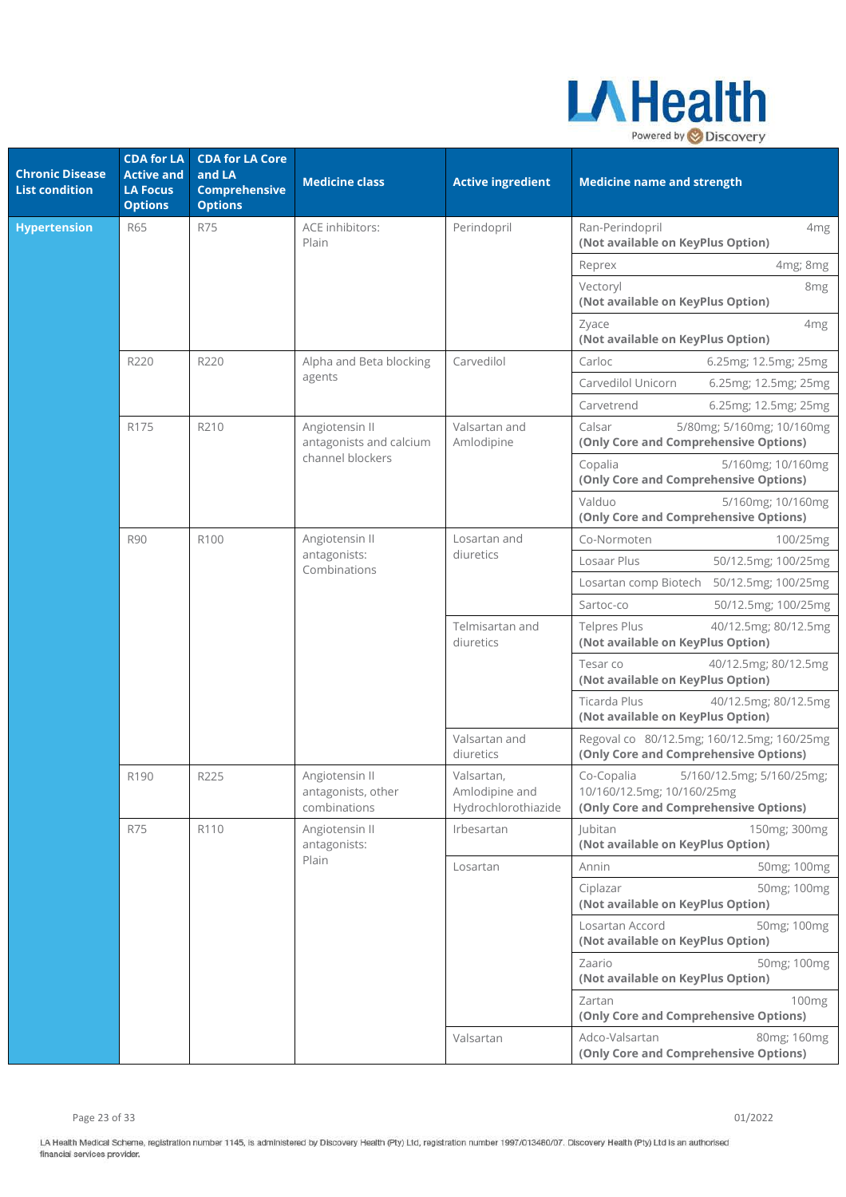| Chronic Disease List condition | CDA for LA Active and LA Focus Options | CDA for LA Core and LA Comprehensive Options | Medicine class | Active ingredient | Medicine name and strength |
|---|---|---|---|---|---|
| **Hypertension** | R65 | R75 | ACE inhibitors: Plain | Perindopril | Ran-Perindopril 4mg **(Not available on KeyPlus Option)** |
| | | | | | Reprex 4mg; 8mg |
| | | | | | Vectoryl 8mg **(Not available on KeyPlus Option)** |
| | | | | | Zyace 4mg **(Not available on KeyPlus Option)** |
| | R220 | R220 | Alpha and Beta blocking agents | Carvedilol | Carloc 6.25mg; 12.5mg; 25mg |
| | | | | | Carvedilol Unicorn 6.25mg; 12.5mg; 25mg |
| | | | | | Carvetrend 6.25mg; 12.5mg; 25mg |
| | R175 | R210 | Angiotensin II antagonists and calcium channel blockers | Valsartan and Amlodipine | Calsar 5/80mg; 5/160mg; 10/160mg **(Only Core and Comprehensive Options)** |
| | | | | | Copalia 5/160mg; 10/160mg **(Only Core and Comprehensive Options)** |
| | | | | | Valduo 5/160mg; 10/160mg **(Only Core and Comprehensive Options)** |
| | R90 | R100 | Angiotensin II antagonists: Combinations | Losartan and diuretics | Co-Normoten 100/25mg |
| | | | | | Losaar Plus 50/12.5mg; 100/25mg |
| | | | | | Losartan comp Biotech 50/12.5mg; 100/25mg |
| | | | | | Sartoc-co 50/12.5mg; 100/25mg |
| | | | | Telmisartan and diuretics | Telpres Plus 40/12.5mg; 80/12.5mg **(Not available on KeyPlus Option)** |
| | | | | | Tesar co 40/12.5mg; 80/12.5mg **(Not available on KeyPlus Option)** |
| | | | | | Ticarda Plus 40/12.5mg; 80/12.5mg **(Not available on KeyPlus Option)** |
| | | | | Valsartan and diuretics | Regoval co 80/12.5mg; 160/12.5mg; 160/25mg **(Only Core and Comprehensive Options)** |
| | R190 | R225 | Angiotensin II antagonists, other combinations | Valsartan, Amlodipine and Hydrochlorothiazide | Co-Copalia 5/160/12.5mg; 5/160/25mg; 10/160/12.5mg; 10/160/25mg **(Only Core and Comprehensive Options)** |
| | R75 | R110 | Angiotensin II antagonists: Plain | Irbesartan | Jubitan 150mg; 300mg **(Not available on KeyPlus Option)** |
| | | | | Losartan | Annin 50mg; 100mg |
| | | | | | Ciplazar 50mg; 100mg **(Not available on KeyPlus Option)** |
| | | | | | Losartan Accord 50mg; 100mg **(Not available on KeyPlus Option)** |
| | | | | | Zaario 50mg; 100mg **(Not available on KeyPlus Option)** |
| | | | | | Zartan 100mg **(Only Core and Comprehensive Options)** |
| | | | | Valsartan | Adco-Valsartan 80mg; 160mg **(Only Core and Comprehensive Options)** |

01/2022

LA Health Medical Scheme, registration number 1145, is administered by Discovery Health (Pty) Ltd, registration number 1997/013480/07. Discovery Health (Pty) Ltd is an authorised financial services provider.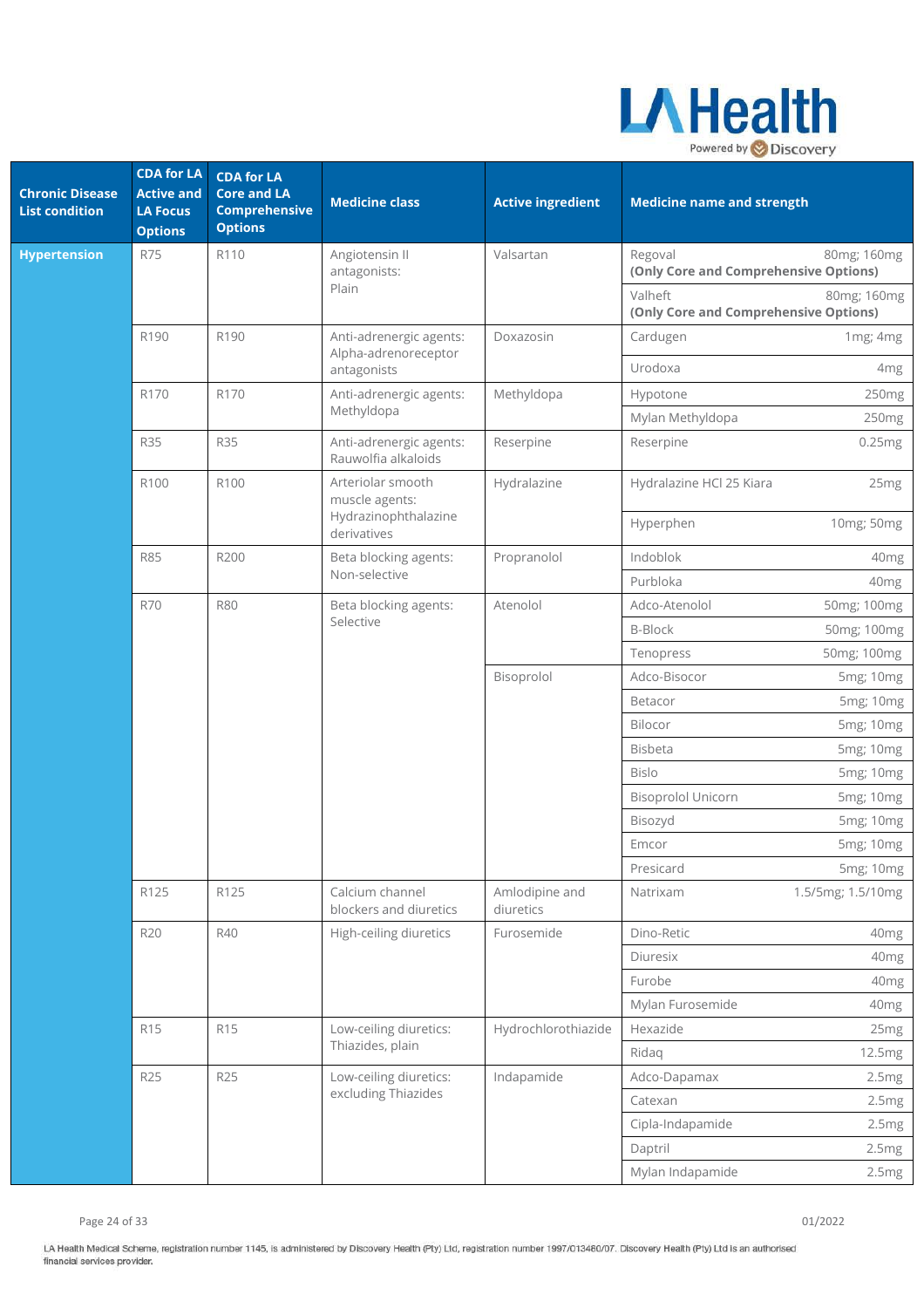| Chronic Disease List condition | CDA for LA Active and LA Focus Options | CDA for LA Core and LA Comprehensive Options | Medicine class | Active ingredient | Medicine name and strength | |
|---|---|---|---|---|---|---|
| **Hypertension** | R75 | R110 | Angiotensin II antagonists: Plain | Valsartan | Regoval **(Only Core and Comprehensive Options)** | 80mg; 160mg |
| | | | | | Valheft **(Only Core and Comprehensive Options)** | 80mg; 160mg |
| | R190 | R190 | Anti-adrenergic agents: Alpha-adrenoreceptor antagonists | Doxazosin | Cardugen | 1mg; 4mg |
| | | | | | Urodoxa | 4mg |
| | R170 | R170 | Anti-adrenergic agents: Methyldopa | Methyldopa | Hypotone | 250mg |
| | | | | | Mylan Methyldopa | 250mg |
| | R35 | R35 | Anti-adrenergic agents: Rauwolfia alkaloids | Reserpine | Reserpine | 0.25mg |
| | R100 | R100 | Arteriolar smooth muscle agents: Hydrazinophthalazine derivatives | Hydralazine | Hydralazine HCl 25 Kiara | 25mg |
| | | | | | Hyperphen | 10mg; 50mg |
| | R85 | R200 | Beta blocking agents: Non-selective | Propranolol | Indoblok | 40mg |
| | | | | | Purbloka | 40mg |
| | R70 | R80 | Beta blocking agents: Selective | Atenolol | Adco-Atenolol | 50mg; 100mg |
| | | | | | B-Block | 50mg; 100mg |
| | | | | | Tenopress | 50mg; 100mg |
| | | | | Bisoprolol | Adco-Bisocor | 5mg; 10mg |
| | | | | | Betacor | 5mg; 10mg |
| | | | | | Bilocor | 5mg; 10mg |
| | | | | | Bisbeta | 5mg; 10mg |
| | | | | | Bislo | 5mg; 10mg |
| | | | | | Bisoprolol Unicorn | 5mg; 10mg |
| | | | | | Bisozyd | 5mg; 10mg |
| | | | | | Emcor | 5mg; 10mg |
| | | | | | Presicard | 5mg; 10mg |
| | R125 | R125 | Calcium channel blockers and diuretics | Amlodipine and diuretics | Natrixam | 1.5/5mg; 1.5/10mg |
| | R20 | R40 | High-ceiling diuretics | Furosemide | Dino-Retic | 40mg |
| | | | | | Diuresix | 40mg |
| | | | | | Furobe | 40mg |
| | | | | | Mylan Furosemide | 40mg |
| | R15 | R15 | Low-ceiling diuretics: Thiazides, plain | Hydrochlorothiazide | Hexazide | 25mg |
| | | | | | Ridaq | 12.5mg |
| | R25 | R25 | Low-ceiling diuretics: excluding Thiazides | Indapamide | Adco-Dapamax | 2.5mg |
| | | | | | Catexan | 2.5mg |
| | | | | | Cipla-Indapamide | 2.5mg |
| | | | | | Daptril | 2.5mg |
| | | | | | Mylan Indapamide | 2.5mg |

01/2022

LA Health Medical Scheme, registration number 1145, is administered by Discovery Health (Pty) Ltd, registration number 1997/013480/07. Discovery Health (Pty) Ltd is an authorised financial services provider.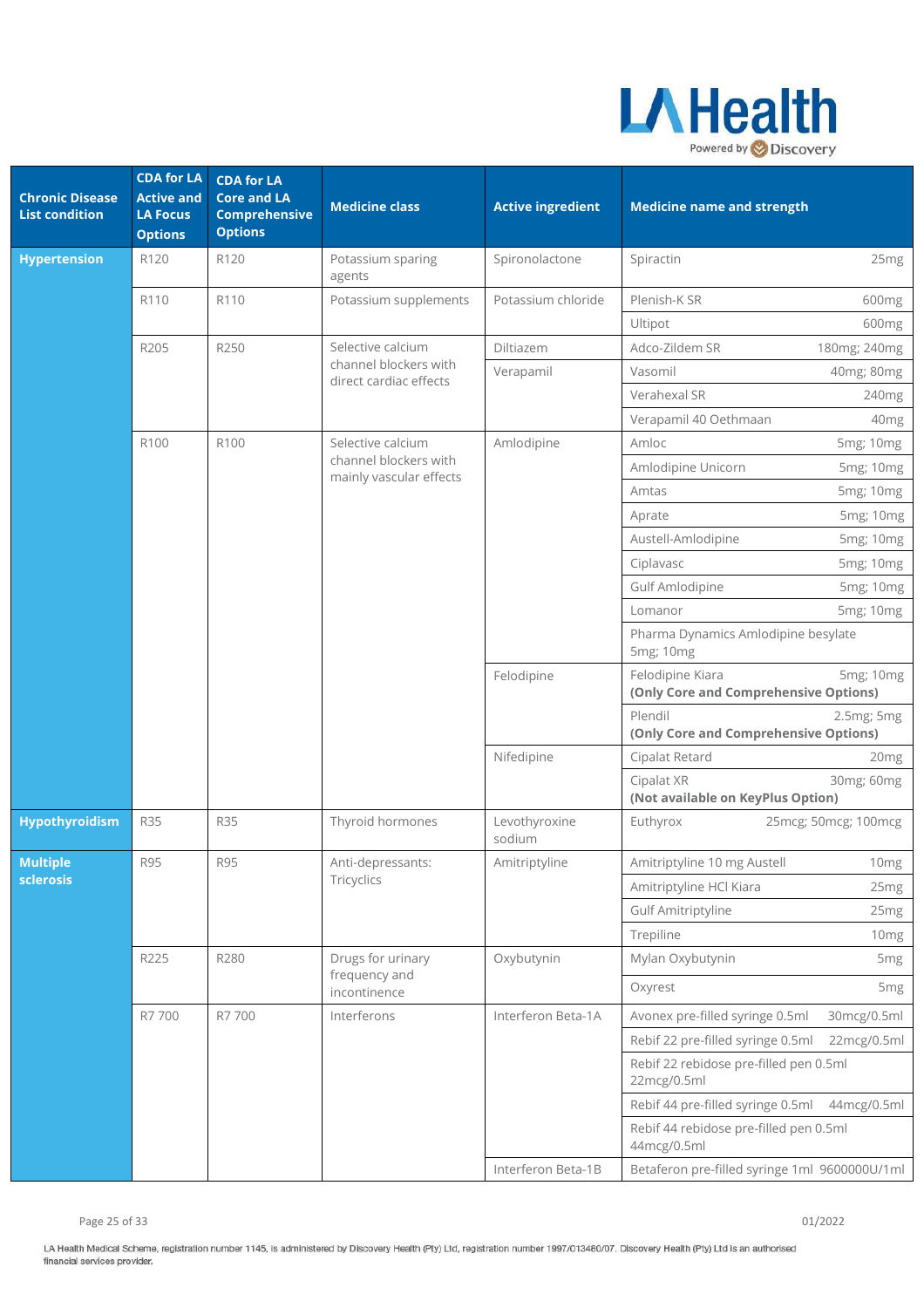| Chronic Disease List condition | CDA for LA Active and LA Focus Options | CDA for LA Core and LA Comprehensive Options | Medicine class | Active ingredient | Medicine name and strength |
|---|---|---|---|---|---|
| **Hypertension** | R120 | R120 | Potassium sparing agents | Spironolactone | Spiractin 25mg |
| | R110 | R110 | Potassium supplements | Potassium chloride | Plenish-K SR 600mg |
| | | | | | Ultipot 600mg |
| | R205 | R250 | Selective calcium channel blockers with direct cardiac effects | Diltiazem | Adco-Zildem SR 180mg; 240mg |
| | | | | Verapamil | Vasomil 40mg; 80mg |
| | | | | | Verahexal SR 240mg |
| | | | | | Verapamil 40 Oethmaan 40mg |
| | R100 | R100 | Selective calcium channel blockers with mainly vascular effects | Amlodipine | Amloc 5mg; 10mg |
| | | | | | Amlodipine Unicorn 5mg; 10mg |
| | | | | | Amtas 5mg; 10mg |
| | | | | | Aprate 5mg; 10mg |
| | | | | | Austell-Amlodipine 5mg; 10mg |
| | | | | | Ciplavasc 5mg; 10mg |
| | | | | | Gulf Amlodipine 5mg; 10mg |
| | | | | | Lomanor 5mg; 10mg |
| | | | | | Pharma Dynamics Amlodipine besylate 5mg; 10mg |
| | | | | Felodipine | Felodipine Kiara 5mg; 10mg **(Only Core and Comprehensive Options)** |
| | | | | | Plendil 2.5mg; 5mg **(Only Core and Comprehensive Options)** |
| | | | | Nifedipine | Cipalat Retard 20mg |
| | | | | | Cipalat XR 30mg; 60mg **(Not available on KeyPlus Option)** |
| **Hypothyroidism** | R35 | R35 | Thyroid hormones | Levothyroxine sodium | Euthyrox 25mcg; 50mcg; 100mcg |
| **Multiple sclerosis** | R95 | R95 | Anti-depressants: Tricyclics | Amitriptyline | Amitriptyline 10 mg Austell 10mg |
| | | | | | Amitriptyline HCl Kiara 25mg |
| | | | | | Gulf Amitriptyline 25mg |
| | | | | | Trepiline 10mg |
| | R225 | R280 | Drugs for urinary frequency and incontinence | Oxybutynin | Mylan Oxybutynin 5mg |
| | | | | | Oxyrest 5mg |
| | R7 700 | R7 700 | Interferons | Interferon Beta-1A | Avonex pre-filled syringe 0.5ml 30mcg/0.5ml |
| | | | | | Rebif 22 pre-filled syringe 0.5ml 22mcg/0.5ml |
| | | | | | Rebif 22 rebidose pre-filled pen 0.5ml 22mcg/0.5ml |
| | | | | | Rebif 44 pre-filled syringe 0.5ml 44mcg/0.5ml |
| | | | | | Rebif 44 rebidose pre-filled pen 0.5ml 44mcg/0.5ml |
| | | | | Interferon Beta-1B | Betaferon pre-filled syringe 1ml 9600000U/1ml |

01/2022

LA Health Medical Scheme, registration number 1145, is administered by Discovery Health (Pty) Ltd, registration number 1997/013480/07. Discovery Health (Pty) Ltd is an authorised financial services provider.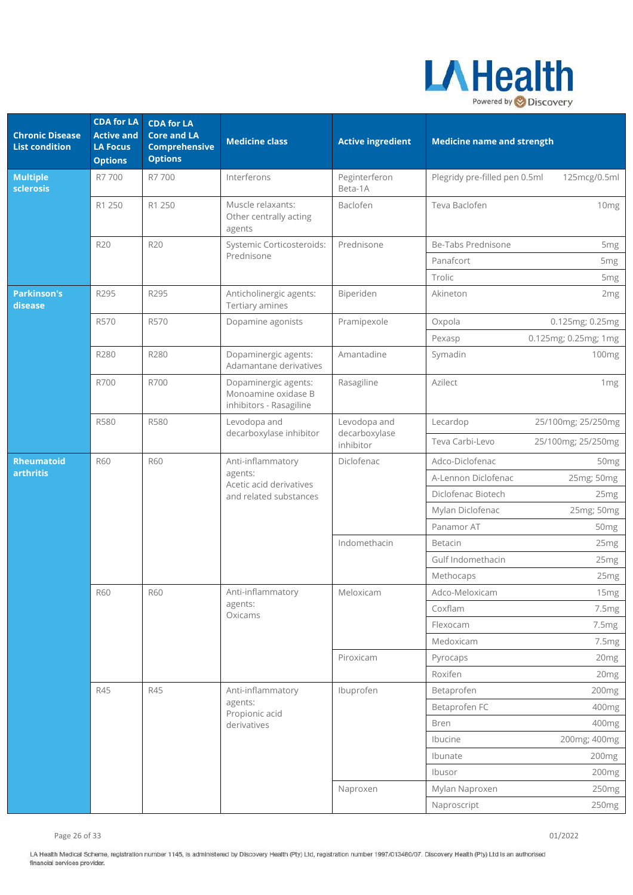| Chronic Disease List condition | CDA for LA Active and LA Focus Options | CDA for LA Core and LA Comprehensive Options | Medicine class | Active ingredient | Medicine name and strength | |
|---|---|---|---|---|---|---|
| **Multiple sclerosis** | R7 700 | R7 700 | Interferons | Peginterferon Beta-1A | Plegridy pre-filled pen 0.5ml | 125mcg/0.5ml |
| | R1 250 | R1 250 | Muscle relaxants: Other centrally acting agents | Baclofen | Teva Baclofen | 10mg |
| | R20 | R20 | Systemic Corticosteroids: Prednisone | Prednisone | Be-Tabs Prednisone | 5mg |
| | | | | | Panafcort | 5mg |
| | | | | | Trolic | 5mg |
| **Parkinson's disease** | R295 | R295 | Anticholinergic agents: Tertiary amines | Biperiden | Akineton | 2mg |
| | R570 | R570 | Dopamine agonists | Pramipexole | Oxpola | 0.125mg; 0.25mg |
| | | | | | Pexasp | 0.125mg; 0.25mg; 1mg |
| | R280 | R280 | Dopaminergic agents: Adamantane derivatives | Amantadine | Symadin | 100mg |
| | R700 | R700 | Dopaminergic agents: Monoamine oxidase B inhibitors - Rasagiline | Rasagiline | Azilect | 1mg |
| | R580 | R580 | Levodopa and decarboxylase inhibitor | Levodopa and decarboxylase inhibitor | Lecardop | 25/100mg; 25/250mg |
| | | | | | Teva Carbi-Levo | 25/100mg; 25/250mg |
| **Rheumatoid arthritis** | R60 | R60 | Anti-inflammatory agents: Acetic acid derivatives and related substances | Diclofenac | Adco-Diclofenac | 50mg |
| | | | | | A-Lennon Diclofenac | 25mg; 50mg |
| | | | | | Diclofenac Biotech | 25mg |
| | | | | | Mylan Diclofenac | 25mg; 50mg |
| | | | | | Panamor AT | 50mg |
| | | | | Indomethacin | Betacin | 25mg |
| | | | | | Gulf Indomethacin | 25mg |
| | | | | | Methocaps | 25mg |
| | R60 | R60 | Anti-inflammatory agents: Oxicams | Meloxicam | Adco-Meloxicam | 15mg |
| | | | | | Coxflam | 7.5mg |
| | | | | | Flexocam | 7.5mg |
| | | | | | Medoxicam | 7.5mg |
| | | | | Piroxicam | Pyrocaps | 20mg |
| | | | | | Roxifen | 20mg |
| | R45 | R45 | Anti-inflammatory agents: Propionic acid derivatives | Ibuprofen | Betaprofen | 200mg |
| | | | | | Betaprofen FC | 400mg |
| | | | | | Bren | 400mg |
| | | | | | Ibucine | 200mg; 400mg |
| | | | | | Ibunate | 200mg |
| | | | | | Ibusor | 200mg |
| | | | | Naproxen | Mylan Naproxen | 250mg |
| | | | | | Naproscript | 250mg |

01/2022

LA Health Medical Scheme, registration number 1145, is administered by Discovery Health (Pty) Ltd, registration number 1997/013480/07. Discovery Health (Pty) Ltd is an authorised financial services provider.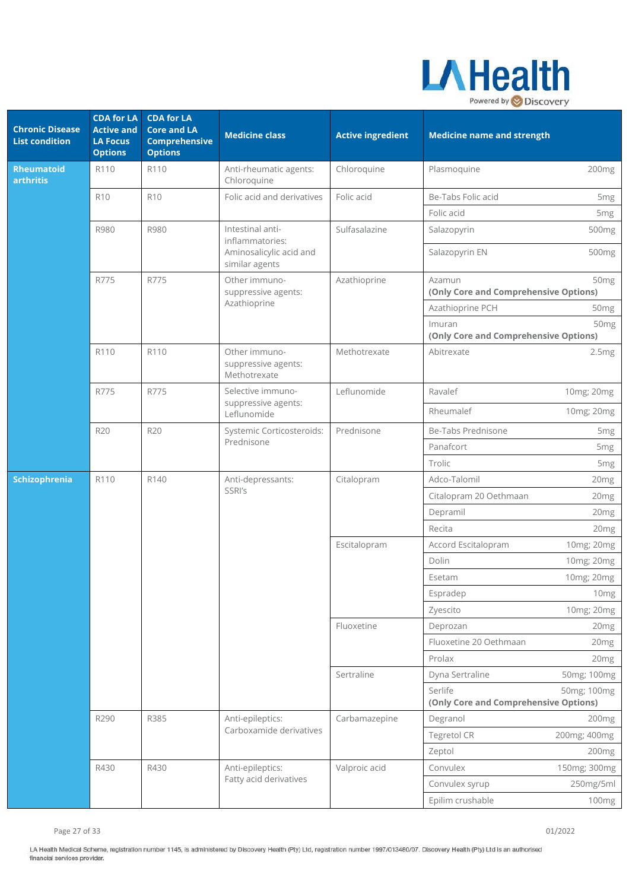| Chronic Disease List condition | CDA for LA Active and LA Focus Options | CDA for LA Core and LA Comprehensive Options | Medicine class | Active ingredient | Medicine name and strength | |
|---|---|---|---|---|---|---|
| **Rheumatoid arthritis** | R110 | R110 | Anti-rheumatic agents: Chloroquine | Chloroquine | Plasmoquine | 200mg |
| | R10 | R10 | Folic acid and derivatives | Folic acid | Be-Tabs Folic acid | 5mg |
| | | | | | Folic acid | 5mg |
| | R980 | R980 | Intestinal anti-inflammatories: Aminosalicylic acid and similar agents | Sulfasalazine | Salazopyrin | 500mg |
| | | | | | Salazopyrin EN | 500mg |
| | R775 | R775 | Other immuno-suppressive agents: Azathioprine | Azathioprine | Azamun **(Only Core and Comprehensive Options)** | 50mg |
| | | | | | Azathioprine PCH | 50mg |
| | | | | | Imuran **(Only Core and Comprehensive Options)** | 50mg |
| | R110 | R110 | Other immuno-suppressive agents: Methotrexate | Methotrexate | Abitrexate | 2.5mg |
| | R775 | R775 | Selective immuno-suppressive agents: Leflunomide | Leflunomide | Ravalef | 10mg; 20mg |
| | | | | | Rheumalef | 10mg; 20mg |
| | R20 | R20 | Systemic Corticosteroids: Prednisone | Prednisone | Be-Tabs Prednisone | 5mg |
| | | | | | Panafcort | 5mg |
| | | | | | Trolic | 5mg |
| **Schizophrenia** | R110 | R140 | Anti-depressants: SSRI's | Citalopram | Adco-Talomil | 20mg |
| | | | | | Citalopram 20 Oethmaan | 20mg |
| | | | | | Depramil | 20mg |
| | | | | | Recita | 20mg |
| | | | | Escitalopram | Accord Escitalopram | 10mg; 20mg |
| | | | | | Dolin | 10mg; 20mg |
| | | | | | Esetam | 10mg; 20mg |
| | | | | | Espradep | 10mg |
| | | | | | Zyescito | 10mg; 20mg |
| | | | | Fluoxetine | Deprozan | 20mg |
| | | | | | Fluoxetine 20 Oethmaan | 20mg |
| | | | | | Prolax | 20mg |
| | | | | Sertraline | Dyna Sertraline | 50mg; 100mg |
| | | | | | Serlife **(Only Core and Comprehensive Options)** | 50mg; 100mg |
| | R290 | R385 | Anti-epileptics: Carboxamide derivatives | Carbamazepine | Degranol | 200mg |
| | | | | | Tegretol CR | 200mg; 400mg |
| | | | | | Zeptol | 200mg |
| | R430 | R430 | Anti-epileptics: Fatty acid derivatives | Valproic acid | Convulex | 150mg; 300mg |
| | | | | | Convulex syrup | 250mg/5ml |
| | | | | | Epilim crushable | 100mg |

01/2022

LA Health Medical Scheme, registration number 1145, is administered by Discovery Health (Pty) Ltd, registration number 1997/013480/07. Discovery Health (Pty) Ltd is an authorised financial services provider.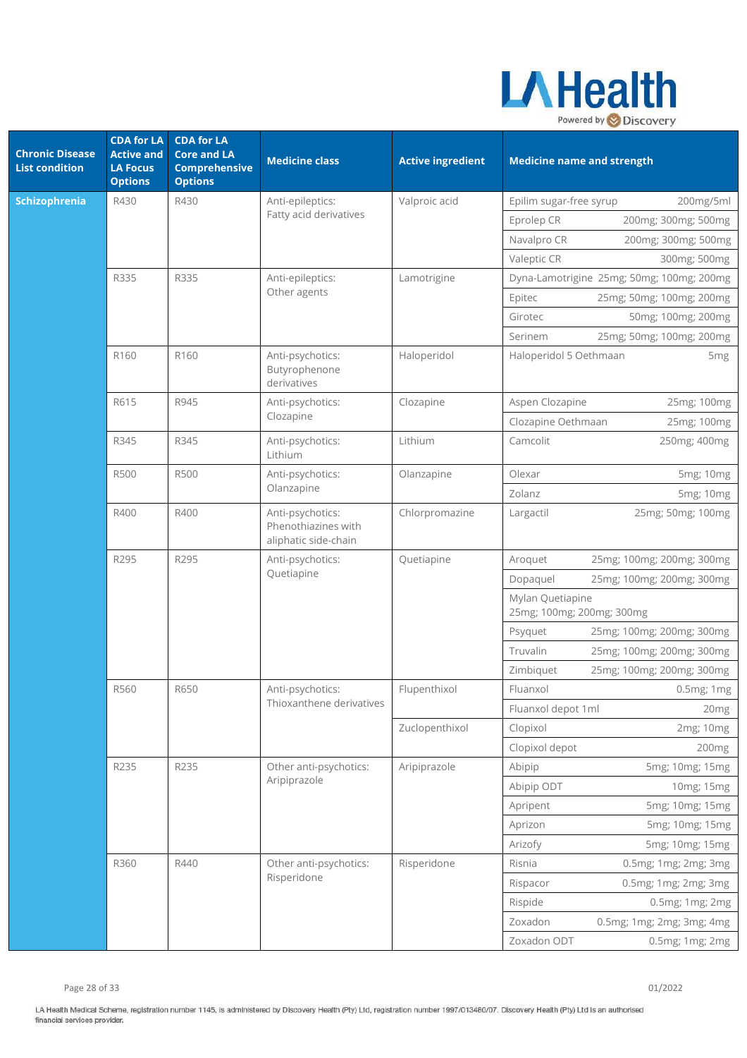| Chronic Disease List condition | CDA for LA Active and LA Focus Options | CDA for LA Core and LA Comprehensive Options | Medicine class | Active ingredient | Medicine name and strength |
|---|---|---|---|---|---|
| Schizophrenia | R430 | R430 | Anti-epileptics: Fatty acid derivatives | Valproic acid | Epilim sugar-free syrup 200mg/5ml |
| | | | | | Eprolep CR 200mg; 300mg; 500mg |
| | | | | | Navalpro CR 200mg; 300mg; 500mg |
| | | | | | Valeptic CR 300mg; 500mg |
| | R335 | R335 | Anti-epileptics: Other agents | Lamotrigine | Dyna-Lamotrigine 25mg; 50mg; 100mg; 200mg |
| | | | | | Epitec 25mg; 50mg; 100mg; 200mg |
| | | | | | Girotec 50mg; 100mg; 200mg |
| | | | | | Serinem 25mg; 50mg; 100mg; 200mg |
| | R160 | R160 | Anti-psychotics: Butyrophenone derivatives | Haloperidol | Haloperidol 5 Oethmaan 5mg |
| | R615 | R945 | Anti-psychotics: Clozapine | Clozapine | Aspen Clozapine 25mg; 100mg |
| | | | | | Clozapine Oethmaan 25mg; 100mg |
| | R345 | R345 | Anti-psychotics: Lithium | Lithium | Camcolit 250mg; 400mg |
| | R500 | R500 | Anti-psychotics: Olanzapine | Olanzapine | Olexar 5mg; 10mg |
| | | | | | Zolanz 5mg; 10mg |
| | R400 | R400 | Anti-psychotics: Phenothiazines with aliphatic side-chain | Chlorpromazine | Largactil 25mg; 50mg; 100mg |
| | R295 | R295 | Anti-psychotics: Quetiapine | Quetiapine | Aroquet 25mg; 100mg; 200mg; 300mg |
| | | | | | Dopaquel 25mg; 100mg; 200mg; 300mg |
| | | | | | Mylan Quetiapine 25mg; 100mg; 200mg; 300mg |
| | | | | | Psyquet 25mg; 100mg; 200mg; 300mg |
| | | | | | Truvalin 25mg; 100mg; 200mg; 300mg |
| | | | | | Zimbiquet 25mg; 100mg; 200mg; 300mg |
| | R560 | R650 | Anti-psychotics: Thioxanthene derivatives | Flupenthixol | Fluanxol 0.5mg; 1mg |
| | | | | | Fluanxol depot 1ml 20mg |
| | | | | Zuclopenthixol | Clopixol 2mg; 10mg |
| | | | | | Clopixol depot 200mg |
| | R235 | R235 | Other anti-psychotics: Aripiprazole | Aripiprazole | Abipip 5mg; 10mg; 15mg |
| | | | | | Abipip ODT 10mg; 15mg |
| | | | | | Apripent 5mg; 10mg; 15mg |
| | | | | | Aprizon 5mg; 10mg; 15mg |
| | | | | | Arizofy 5mg; 10mg; 15mg |
| | R360 | R440 | Other anti-psychotics: Risperidone | Risperidone | Risnia 0.5mg; 1mg; 2mg; 3mg |
| | | | | | Rispacor 0.5mg; 1mg; 2mg; 3mg |
| | | | | | Rispide 0.5mg; 1mg; 2mg |
| | | | | | Zoxadon 0.5mg; 1mg; 2mg; 3mg; 4mg |
| | | | | | Zoxadon ODT 0.5mg; 1mg; 2mg |

01/2022

LA Health Medical Scheme, registration number 1145, is administered by Discovery Health (Pty) Ltd, registration number 1997/013480/07. Discovery Health (Pty) Ltd is an authorised financial services provider.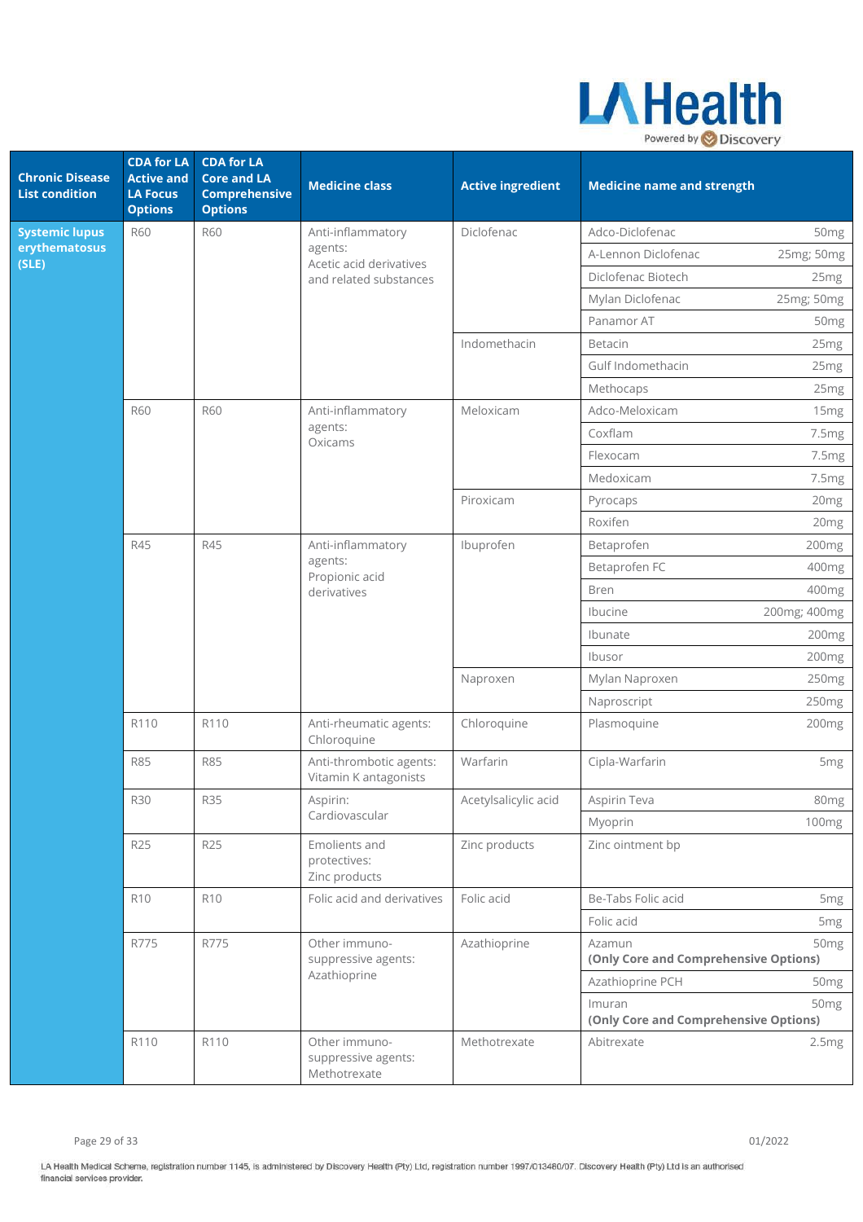| Chronic Disease List condition | CDA for LA Active and LA Focus Options | CDA for LA Core and LA Comprehensive Options | Medicine class | Active ingredient | Medicine name and strength | |
|---|---|---|---|---|---|---|
| **Systemic lupus erythematosus (SLE)** | R60 | R60 | Anti-inflammatory agents: Acetic acid derivatives and related substances | Diclofenac | Adco-Diclofenac | 50mg |
| | | | | | A-Lennon Diclofenac | 25mg; 50mg |
| | | | | | Diclofenac Biotech | 25mg |
| | | | | | Mylan Diclofenac | 25mg; 50mg |
| | | | | | Panamor AT | 50mg |
| | | | | Indomethacin | Betacin | 25mg |
| | | | | | Gulf Indomethacin | 25mg |
| | | | | | Methocaps | 25mg |
| | R60 | R60 | Anti-inflammatory agents: Oxicams | Meloxicam | Adco-Meloxicam | 15mg |
| | | | | | Coxflam | 7.5mg |
| | | | | | Flexocam | 7.5mg |
| | | | | | Medoxicam | 7.5mg |
| | | | | Piroxicam | Pyrocaps | 20mg |
| | | | | | Roxifen | 20mg |
| | R45 | R45 | Anti-inflammatory agents: Propionic acid derivatives | Ibuprofen | Betaprofen | 200mg |
| | | | | | Betaprofen FC | 400mg |
| | | | | | Bren | 400mg |
| | | | | | Ibucine | 200mg; 400mg |
| | | | | | Ibunate | 200mg |
| | | | | | Ibusor | 200mg |
| | | | | Naproxen | Mylan Naproxen | 250mg |
| | | | | | Naproscript | 250mg |
| | R110 | R110 | Anti-rheumatic agents: Chloroquine | Chloroquine | Plasmoquine | 200mg |
| | R85 | R85 | Anti-thrombotic agents: Vitamin K antagonists | Warfarin | Cipla-Warfarin | 5mg |
| | R30 | R35 | Aspirin: Cardiovascular | Acetylsalicylic acid | Aspirin Teva | 80mg |
| | | | | | Myoprin | 100mg |
| | R25 | R25 | Emolients and protectives: Zinc products | Zinc products | Zinc ointment bp | |
| | R10 | R10 | Folic acid and derivatives | Folic acid | Be-Tabs Folic acid | 5mg |
| | | | | | Folic acid | 5mg |
| | R775 | R775 | Other immuno-suppressive agents: Azathioprine | Azathioprine | Azamun **(Only Core and Comprehensive Options)** | 50mg |
| | | | | | Azathioprine PCH | 50mg |
| | | | | | Imuran **(Only Core and Comprehensive Options)** | 50mg |
| | R110 | R110 | Other immuno-suppressive agents: Methotrexate | Methotrexate | Abitrexate | 2.5mg |

01/2022

LA Health Medical Scheme, registration number 1145, is administered by Discovery Health (Pty) Ltd, registration number 1997/013480/07. Discovery Health (Pty) Ltd is an authorised financial services provider.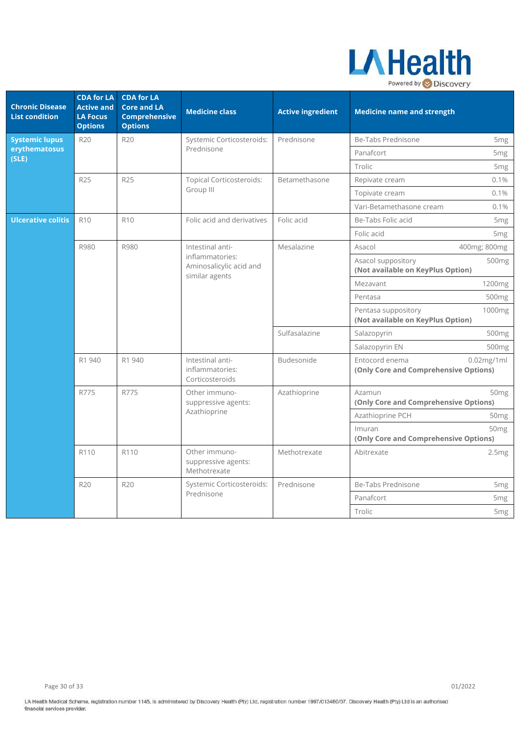| Chronic Disease List condition | CDA for LA Active and LA Focus Options | CDA for LA Core and LA Comprehensive Options | Medicine class | Active ingredient | Medicine name and strength | |
|---|---|---|---|---|---|---|
| **Systemic lupus erythematosus (SLE)** | R20 | R20 | Systemic Corticosteroids: Prednisone | Prednisone | Be-Tabs Prednisone | 5mg |
| | | | | | Panafcort | 5mg |
| | | | | | Trolic | 5mg |
| | R25 | R25 | Topical Corticosteroids: Group III | Betamethasone | Repivate cream | 0.1% |
| | | | | | Topivate cream | 0.1% |
| | | | | | Vari-Betamethasone cream | 0.1% |
| **Ulcerative colitis** | R10 | R10 | Folic acid and derivatives | Folic acid | Be-Tabs Folic acid | 5mg |
| | | | | | Folic acid | 5mg |
| | R980 | R980 | Intestinal anti-inflammatories: Aminosalicylic acid and similar agents | Mesalazine | Asacol | 400mg; 800mg |
| | | | | | Asacol suppository **(Not available on KeyPlus Option)** | 500mg |
| | | | | | Mezavant | 1200mg |
| | | | | | Pentasa | 500mg |
| | | | | | Pentasa suppository **(Not available on KeyPlus Option)** | 1000mg |
| | | | | Sulfasalazine | Salazopyrin | 500mg |
| | | | | | Salazopyrin EN | 500mg |
| | R1 940 | R1 940 | Intestinal anti-inflammatories: Corticosteroids | Budesonide | Entocord enema **(Only Core and Comprehensive Options)** | 0.02mg/1ml |
| | R775 | R775 | Other immuno-suppressive agents: Azathioprine | Azathioprine | Azamun **(Only Core and Comprehensive Options)** | 50mg |
| | | | | | Azathioprine PCH | 50mg |
| | | | | | Imuran **(Only Core and Comprehensive Options)** | 50mg |
| | R110 | R110 | Other immuno-suppressive agents: Methotrexate | Methotrexate | Abitrexate | 2.5mg |
| | R20 | R20 | Systemic Corticosteroids: Prednisone | Prednisone | Be-Tabs Prednisone | 5mg |
| | | | | | Panafcort | 5mg |
| | | | | | Trolic | 5mg |

01/2022

LA Health Medical Scheme, registration number 1145, is administered by Discovery Health (Pty) Ltd, registration number 1997/013480/07. Discovery Health (Pty) Ltd is an authorised financial services provider.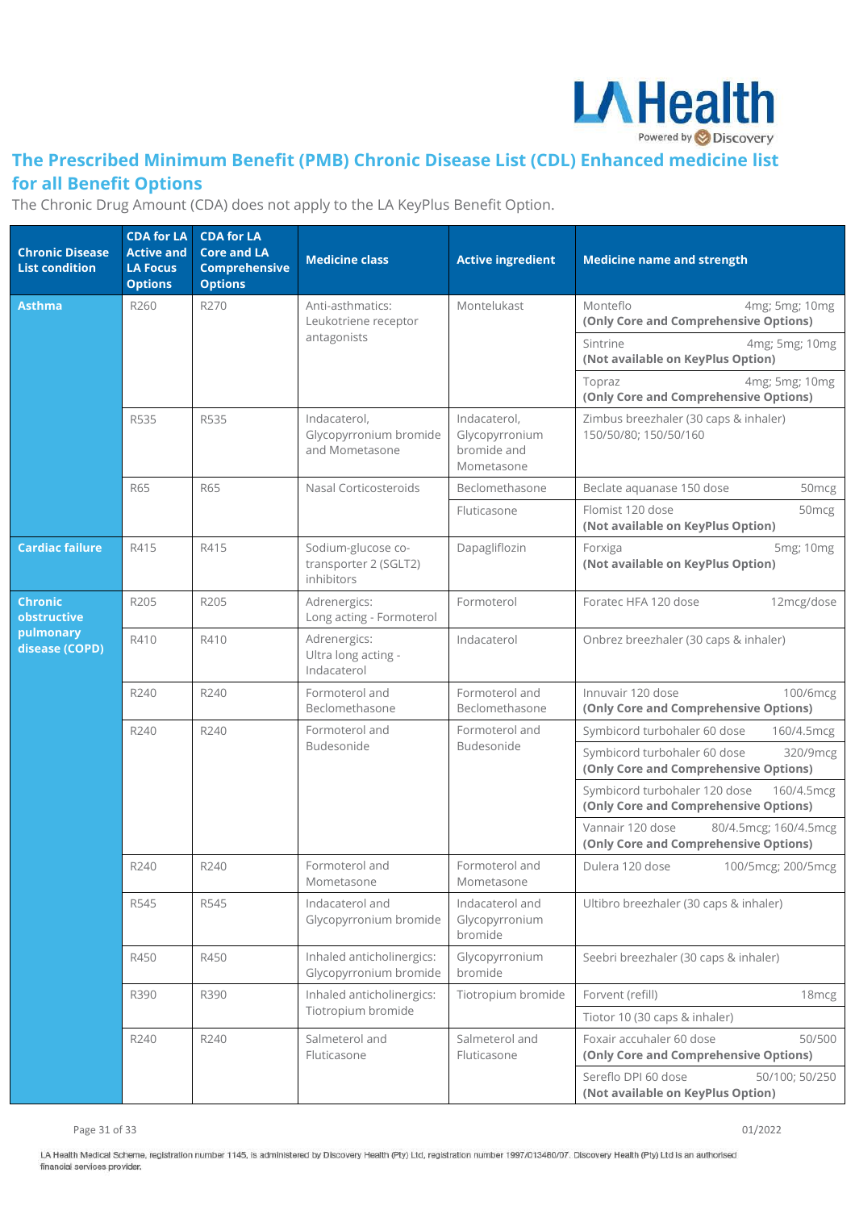## The Prescribed Minimum Benefit (PMB) Chronic Disease List (CDL) Enhanced medicine list for all Benefit Options

The Chronic Drug Amount (CDA) does not apply to the LA KeyPlus Benefit Option.

| Chronic Disease List condition | CDA for LA Active and LA Focus Options | CDA for LA Core and LA Comprehensive Options | Medicine class | Active ingredient | Medicine name and strength |
|---|---|---|---|---|---|
| **Asthma** | R260 | R270 | Anti-asthmatics: Leukotriene receptor antagonists | Montelukast | Monteflo 4mg; 5mg; 10mg **(Only Core and Comprehensive Options)** |
| | | | | | Sintrine 4mg; 5mg; 10mg **(Not available on KeyPlus Option)** |
| | | | | | Topraz 4mg; 5mg; 10mg **(Only Core and Comprehensive Options)** |
| | R535 | R535 | Indacaterol, Glycopyrronium bromide and Mometasone | Indacaterol, Glycopyrronium bromide and Mometasone | Zimbus breezhaler (30 caps & inhaler) 150/50/80; 150/50/160 |
| | R65 | R65 | Nasal Corticosteroids | Beclomethasone | Beclate aquanase 150 dose 50mcg |
| | | | | Fluticasone | Flomist 120 dose 50mcg **(Not available on KeyPlus Option)** |
| **Cardiac failure** | R415 | R415 | Sodium-glucose co-transporter 2 (SGLT2) inhibitors | Dapagliflozin | Forxiga 5mg; 10mg **(Not available on KeyPlus Option)** |
| **Chronic obstructive pulmonary disease (COPD)** | R205 | R205 | Adrenergics: Long acting - Formoterol | Formoterol | Foratec HFA 120 dose 12mcg/dose |
| | R410 | R410 | Adrenergics: Ultra long acting - Indacaterol | Indacaterol | Onbrez breezhaler (30 caps & inhaler) |
| | R240 | R240 | Formoterol and Beclomethasone | Formoterol and Beclomethasone | Innuvair 120 dose 100/6mcg **(Only Core and Comprehensive Options)** |
| | R240 | R240 | Formoterol and Budesonide | Formoterol and Budesonide | Symbicord turbohaler 60 dose 160/4.5mcg |
| | | | | | Symbicord turbohaler 60 dose 320/9mcg **(Only Core and Comprehensive Options)** |
| | | | | | Symbicord turbohaler 120 dose 160/4.5mcg **(Only Core and Comprehensive Options)** |
| | | | | | Vannair 120 dose 80/4.5mcg; 160/4.5mcg **(Only Core and Comprehensive Options)** |
| | R240 | R240 | Formoterol and Mometasone | Formoterol and Mometasone | Dulera 120 dose 100/5mcg; 200/5mcg |
| | R545 | R545 | Indacaterol and Glycopyrronium bromide | Indacaterol and Glycopyrronium bromide | Ultibro breezhaler (30 caps & inhaler) |
| | R450 | R450 | Inhaled anticholinergics: Glycopyrronium bromide | Glycopyrronium bromide | Seebri breezhaler (30 caps & inhaler) |
| | R390 | R390 | Inhaled anticholinergics: Tiotropium bromide | Tiotropium bromide | Forvent (refill) 18mcg |
| | | | | | Tiotor 10 (30 caps & inhaler) |
| | R240 | R240 | Salmeterol and Fluticasone | Salmeterol and Fluticasone | Foxair accuhaler 60 dose 50/500 **(Only Core and Comprehensive Options)** |
| | | | | | Sereflo DPI 60 dose 50/100; 50/250 **(Not available on KeyPlus Option)** |

LA Health Medical Scheme, registration number 1145, is administered by Discovery Health (Pty) Ltd, registration number 1997/013480/07. Discovery Health (Pty) Ltd is an authorised financial services provider.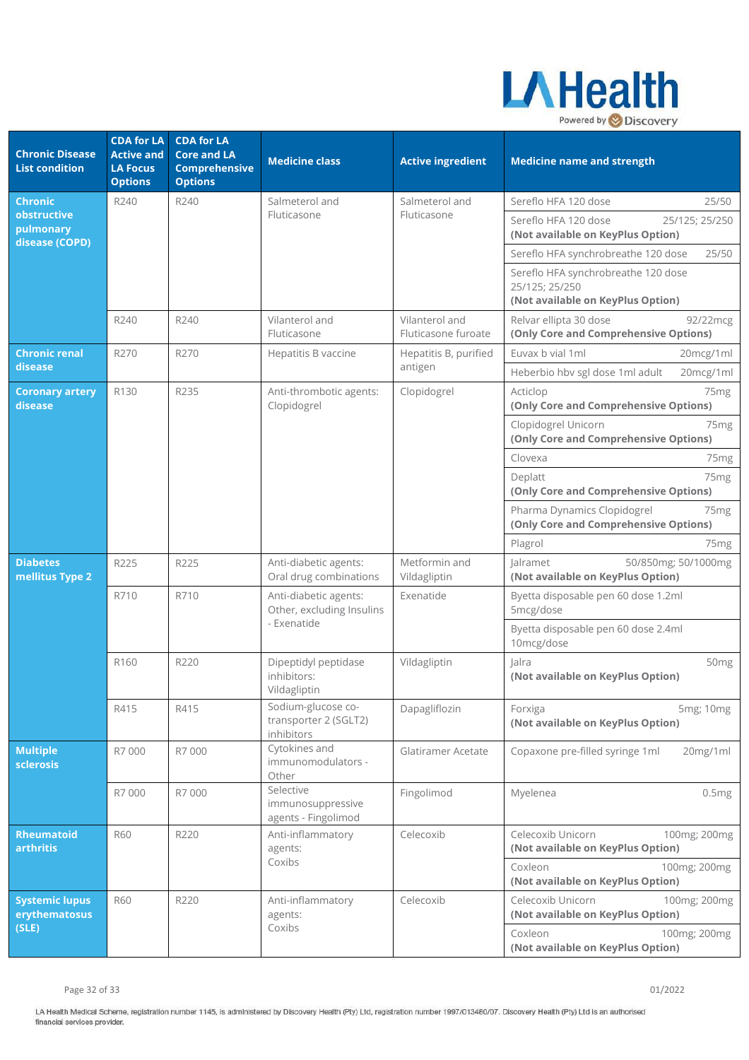| Chronic Disease List condition | CDA for LA Active and LA Focus Options | CDA for LA Core and LA Comprehensive Options | Medicine class | Active ingredient | Medicine name and strength |
|---|---|---|---|---|---|
| **Chronic obstructive pulmonary disease (COPD)** | R240 | R240 | Salmeterol and Fluticasone | Salmeterol and Fluticasone | Sereflo HFA 120 dose 25/50 |
| | | | | | Sereflo HFA 120 dose 25/125; 25/250 **(Not available on KeyPlus Option)** |
| | | | | | Sereflo HFA synchrobreathe 120 dose 25/50 |
| | | | | | Sereflo HFA synchrobreathe 120 dose 25/125; 25/250 **(Not available on KeyPlus Option)** |
| | R240 | R240 | Vilanterol and Fluticasone | Vilanterol and Fluticasone furoate | Relvar ellipta 30 dose 92/22mcg **(Only Core and Comprehensive Options)** |
| **Chronic renal disease** | R270 | R270 | Hepatitis B vaccine | Hepatitis B, purified antigen | Euvax b vial 1ml 20mcg/1ml |
| | | | | | Heberbio hbv sgl dose 1ml adult 20mcg/1ml |
| **Coronary artery disease** | R130 | R235 | Anti-thrombotic agents: Clopidogrel | Clopidogrel | Acticlop 75mg **(Only Core and Comprehensive Options)** |
| | | | | | Clopidogrel Unicorn 75mg **(Only Core and Comprehensive Options)** |
| | | | | | Clovexa 75mg |
| | | | | | Deplatt 75mg **(Only Core and Comprehensive Options)** |
| | | | | | Pharma Dynamics Clopidogrel 75mg **(Only Core and Comprehensive Options)** |
| | | | | | Plagrol 75mg |
| **Diabetes mellitus Type 2** | R225 | R225 | Anti-diabetic agents: Oral drug combinations | Metformin and Vildagliptin | Jalramet 50/850mg; 50/1000mg **(Not available on KeyPlus Option)** |
| | R710 | R710 | Anti-diabetic agents: Other, excluding Insulins - Exenatide | Exenatide | Byetta disposable pen 60 dose 1.2ml 5mcg/dose |
| | | | | | Byetta disposable pen 60 dose 2.4ml 10mcg/dose |
| | R160 | R220 | Dipeptidyl peptidase inhibitors: Vildagliptin | Vildagliptin | Jalra 50mg **(Not available on KeyPlus Option)** |
| | R415 | R415 | Sodium-glucose co-transporter 2 (SGLT2) inhibitors | Dapagliflozin | Forxiga 5mg; 10mg **(Not available on KeyPlus Option)** |
| **Multiple sclerosis** | R7 000 | R7 000 | Cytokines and immunomodulators - Other | Glatiramer Acetate | Copaxone pre-filled syringe 1ml 20mg/1ml |
| | R7 000 | R7 000 | Selective immunosuppressive agents - Fingolimod | Fingolimod | Myelenea 0.5mg |
| **Rheumatoid arthritis** | R60 | R220 | Anti-inflammatory agents: Coxibs | Celecoxib | Celecoxib Unicorn 100mg; 200mg **(Not available on KeyPlus Option)** |
| | | | | | Coxleon 100mg; 200mg **(Not available on KeyPlus Option)** |
| **Systemic lupus erythematosus (SLE)** | R60 | R220 | Anti-inflammatory agents: Coxibs | Celecoxib | Celecoxib Unicorn 100mg; 200mg **(Not available on KeyPlus Option)** |
| | | | | | Coxleon 100mg; 200mg **(Not available on KeyPlus Option)** |

LA Health Medical Scheme, registration number 1145, is administered by Discovery Health (Pty) Ltd, registration number 1997/013480/07. Discovery Health (Pty) Ltd is an authorised financial services provider.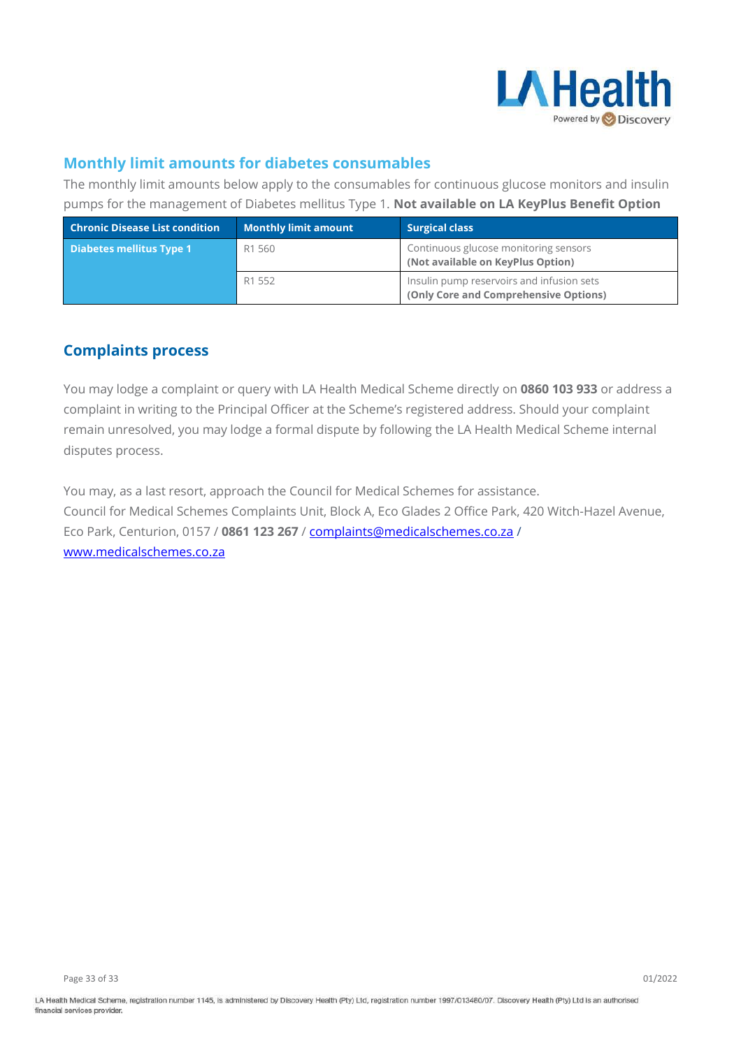## Monthly limit amounts for diabetes consumables

The monthly limit amounts below apply to the consumables for continuous glucose monitors and insulin pumps for the management of Diabetes mellitus Type 1. **Not available on LA KeyPlus Benefit Option**

| Chronic Disease List condition | Monthly limit amount | Surgical class |
|---|---|---|
| **Diabetes mellitus Type 1** | R1 560 | Continuous glucose monitoring sensors **(Not available on KeyPlus Option)** |
| | R1 552 | Insulin pump reservoirs and infusion sets **(Only Core and Comprehensive Options)** |

## Complaints process

You may lodge a complaint or query with LA Health Medical Scheme directly on **0860 103 933** or address a complaint in writing to the Principal Officer at the Scheme's registered address. Should your complaint remain unresolved, you may lodge a formal dispute by following the LA Health Medical Scheme internal disputes process.

You may, as a last resort, approach the Council for Medical Schemes for assistance.
Council for Medical Schemes Complaints Unit, Block A, Eco Glades 2 Office Park, 420 Witch-Hazel Avenue, Eco Park, Centurion, 0157 / **0861 123 267** / complaints@medicalschemes.co.za / www.medicalschemes.co.za

LA Health Medical Scheme, registration number 1145, is administered by Discovery Health (Pty) Ltd, registration number 1997/013480/07. Discovery Health (Pty) Ltd is an authorised financial services provider.